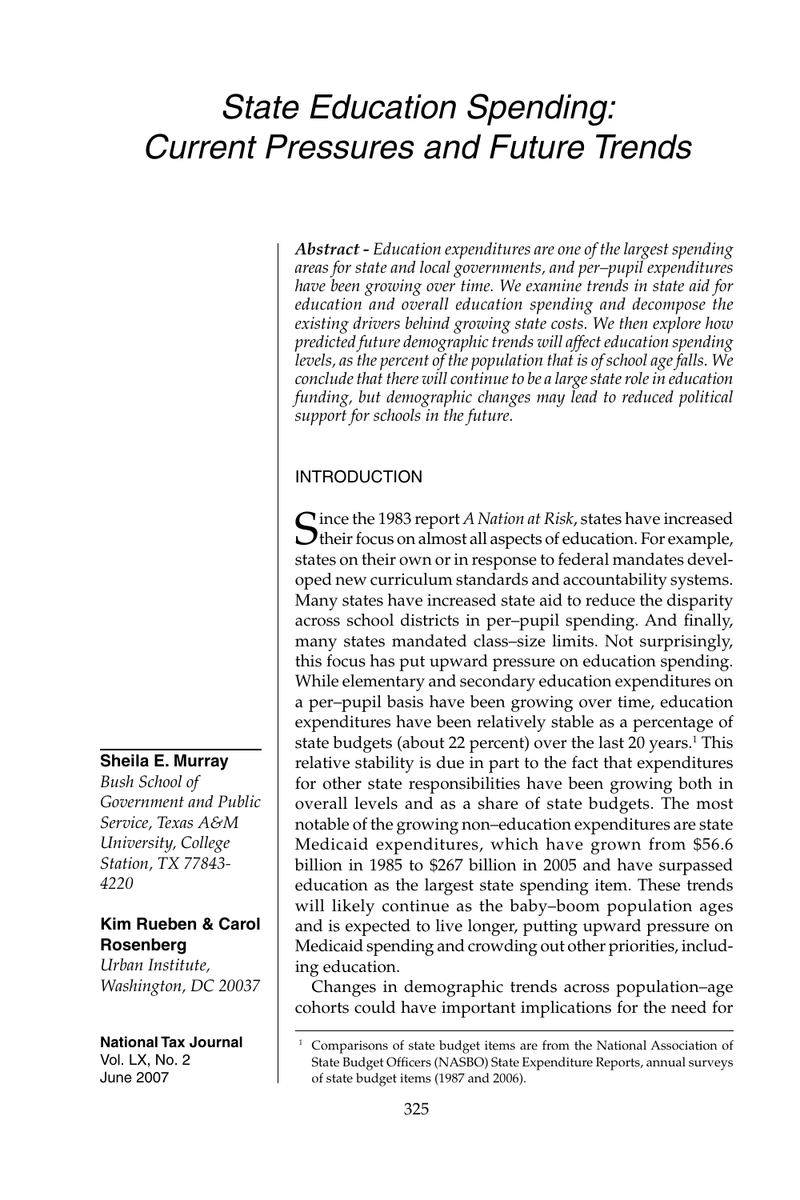# State Education Spending: Current Pressures and Future Trends

***Abstract -** Education expenditures are one of the largest spending areas for state and local governments, and per–pupil expenditures have been growing over time. We examine trends in state aid for education and overall education spending and decompose the existing drivers behind growing state costs. We then explore how predicted future demographic trends will affect education spending levels, as the percent of the population that is of school age falls. We conclude that there will continue to be a large state role in education funding, but demographic changes may lead to reduced political support for schools in the future.*

**Sheila E. Murray**
*Bush School of Government and Public Service, Texas A&M University, College Station, TX 77843-4220*

**Kim Rueben & Carol Rosenberg**
*Urban Institute, Washington, DC 20037*

**National Tax Journal**
Vol. LX, No. 2
June 2007

## INTRODUCTION

Since the 1983 report *A Nation at Risk*, states have increased their focus on almost all aspects of education. For example, states on their own or in response to federal mandates developed new curriculum standards and accountability systems. Many states have increased state aid to reduce the disparity across school districts in per–pupil spending. And finally, many states mandated class–size limits. Not surprisingly, this focus has put upward pressure on education spending. While elementary and secondary education expenditures on a per–pupil basis have been growing over time, education expenditures have been relatively stable as a percentage of state budgets (about 22 percent) over the last 20 years.[1] This relative stability is due in part to the fact that expenditures for other state responsibilities have been growing both in overall levels and as a share of state budgets. The most notable of the growing non–education expenditures are state Medicaid expenditures, which have grown from \$56.6 billion in 1985 to \$267 billion in 2005 and have surpassed education as the largest state spending item. These trends will likely continue as the baby–boom population ages and is expected to live longer, putting upward pressure on Medicaid spending and crowding out other priorities, including education.

Changes in demographic trends across population–age cohorts could have important implications for the need for

[1] Comparisons of state budget items are from the National Association of State Budget Officers (NASBO) State Expenditure Reports, annual surveys of state budget items (1987 and 2006).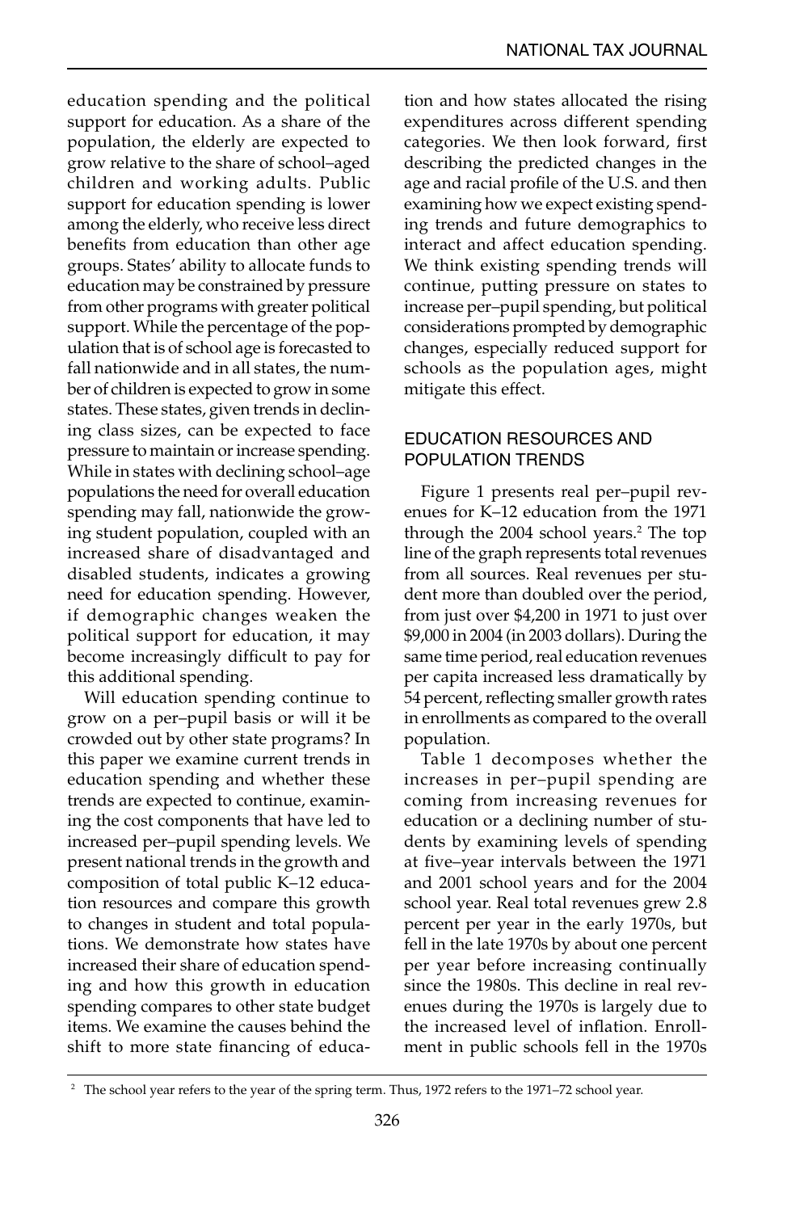education spending and the political support for education. As a share of the population, the elderly are expected to grow relative to the share of school–aged children and working adults. Public support for education spending is lower among the elderly, who receive less direct benefits from education than other age groups. States' ability to allocate funds to education may be constrained by pressure from other programs with greater political support. While the percentage of the population that is of school age is forecasted to fall nationwide and in all states, the number of children is expected to grow in some states. These states, given trends in declining class sizes, can be expected to face pressure to maintain or increase spending. While in states with declining school–age populations the need for overall education spending may fall, nationwide the growing student population, coupled with an increased share of disadvantaged and disabled students, indicates a growing need for education spending. However, if demographic changes weaken the political support for education, it may become increasingly difficult to pay for this additional spending.

Will education spending continue to grow on a per–pupil basis or will it be crowded out by other state programs? In this paper we examine current trends in education spending and whether these trends are expected to continue, examining the cost components that have led to increased per–pupil spending levels. We present national trends in the growth and composition of total public K–12 education resources and compare this growth to changes in student and total populations. We demonstrate how states have increased their share of education spending and how this growth in education spending compares to other state budget items. We examine the causes behind the shift to more state financing of education and how states allocated the rising expenditures across different spending categories. We then look forward, first describing the predicted changes in the age and racial profile of the U.S. and then examining how we expect existing spending trends and future demographics to interact and affect education spending. We think existing spending trends will continue, putting pressure on states to increase per–pupil spending, but political considerations prompted by demographic changes, especially reduced support for schools as the population ages, might mitigate this effect.

## EDUCATION RESOURCES AND POPULATION TRENDS

Figure 1 presents real per–pupil revenues for K–12 education from the 1971 through the 2004 school years.[2] The top line of the graph represents total revenues from all sources. Real revenues per student more than doubled over the period, from just over $4,200 in 1971 to just over $9,000 in 2004 (in 2003 dollars). During the same time period, real education revenues per capita increased less dramatically by 54 percent, reflecting smaller growth rates in enrollments as compared to the overall population.

Table 1 decomposes whether the increases in per–pupil spending are coming from increasing revenues for education or a declining number of students by examining levels of spending at five–year intervals between the 1971 and 2001 school years and for the 2004 school year. Real total revenues grew 2.8 percent per year in the early 1970s, but fell in the late 1970s by about one percent per year before increasing continually since the 1980s. This decline in real revenues during the 1970s is largely due to the increased level of inflation. Enrollment in public schools fell in the 1970s

[2] The school year refers to the year of the spring term. Thus, 1972 refers to the 1971–72 school year.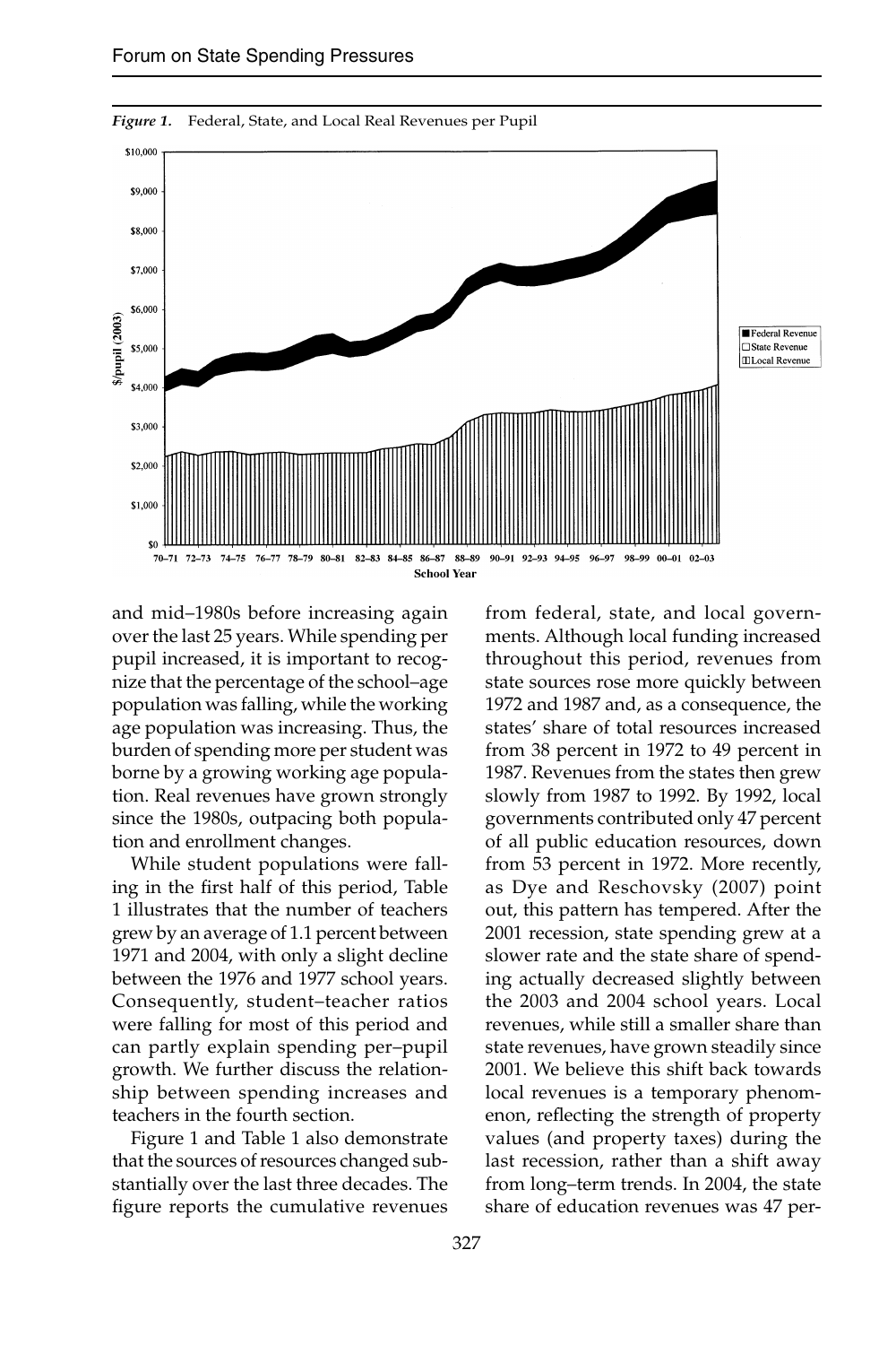*Figure 1.* Federal, State, and Local Real Revenues per Pupil

and mid–1980s before increasing again over the last 25 years. While spending per pupil increased, it is important to recognize that the percentage of the school–age population was falling, while the working age population was increasing. Thus, the burden of spending more per student was borne by a growing working age population. Real revenues have grown strongly since the 1980s, outpacing both population and enrollment changes.

While student populations were falling in the first half of this period, Table 1 illustrates that the number of teachers grew by an average of 1.1 percent between 1971 and 2004, with only a slight decline between the 1976 and 1977 school years. Consequently, student–teacher ratios were falling for most of this period and can partly explain spending per–pupil growth. We further discuss the relationship between spending increases and teachers in the fourth section.

Figure 1 and Table 1 also demonstrate that the sources of resources changed substantially over the last three decades. The figure reports the cumulative revenues from federal, state, and local governments. Although local funding increased throughout this period, revenues from state sources rose more quickly between 1972 and 1987 and, as a consequence, the states' share of total resources increased from 38 percent in 1972 to 49 percent in 1987. Revenues from the states then grew slowly from 1987 to 1992. By 1992, local governments contributed only 47 percent of all public education resources, down from 53 percent in 1972. More recently, as Dye and Reschovsky (2007) point out, this pattern has tempered. After the 2001 recession, state spending grew at a slower rate and the state share of spending actually decreased slightly between the 2003 and 2004 school years. Local revenues, while still a smaller share than state revenues, have grown steadily since 2001. We believe this shift back towards local revenues is a temporary phenomenon, reflecting the strength of property values (and property taxes) during the last recession, rather than a shift away from long–term trends. In 2004, the state share of education revenues was 47 per-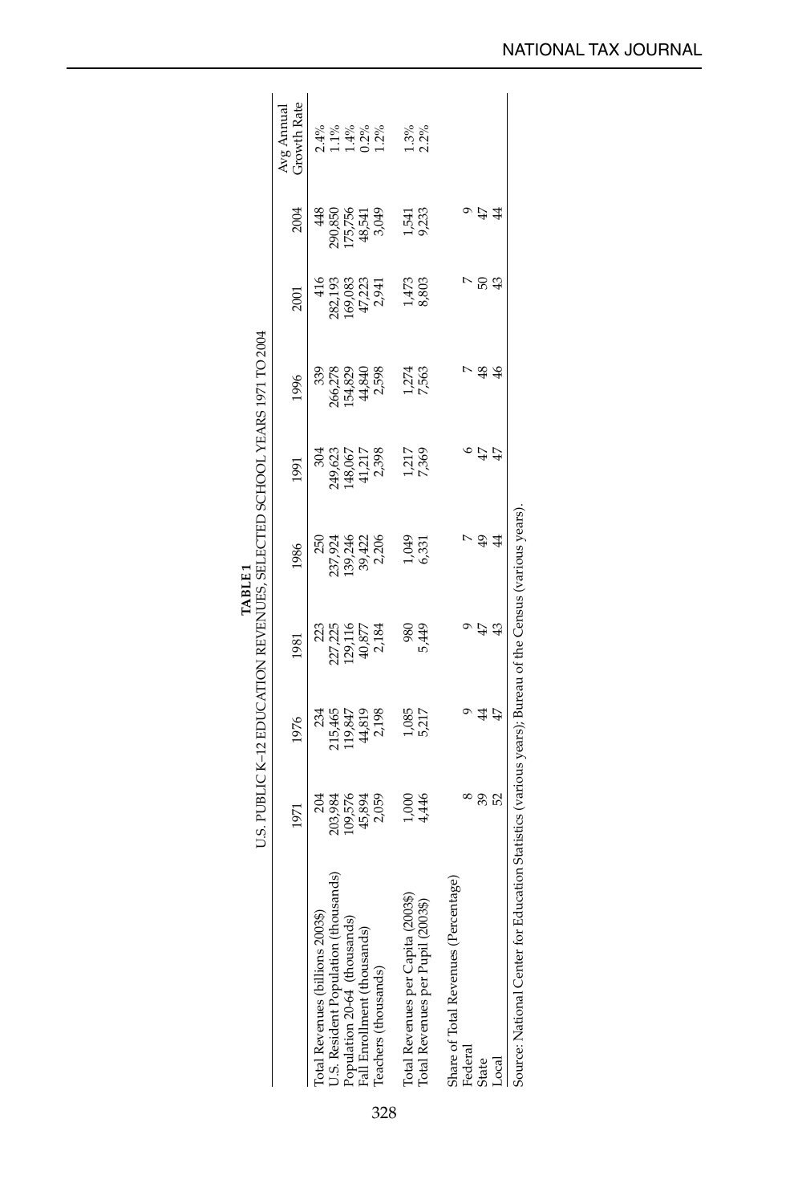**TABLE 1**
U.S. PUBLIC K–12 EDUCATION REVENUES, SELECTED SCHOOL YEARS 1971 TO 2004

| | 1971 | 1976 | 1981 | 1986 | 1991 | 1996 | 2001 | 2004 | Avg Annual Growth Rate |
|---|---|---|---|---|---|---|---|---|---|
| Total Revenues (billions 2003$) | 204 | 234 | 223 | 250 | 304 | 339 | 416 | 448 | 2.4% |
| U.S. Resident Population (thousands) | 203,984 | 215,465 | 227,225 | 237,924 | 249,623 | 266,278 | 282,193 | 290,850 | 1.1% |
| Population 20-64 (thousands) | 109,576 | 119,847 | 129,116 | 139,246 | 148,067 | 154,829 | 169,083 | 175,756 | 1.4% |
| Fall Enrollment (thousands) | 45,894 | 44,819 | 40,877 | 39,422 | 41,217 | 44,840 | 47,223 | 48,541 | 0.2% |
| Teachers (thousands) | 2,059 | 2,198 | 2,184 | 2,206 | 2,398 | 2,598 | 2,941 | 3,049 | 1.2% |
| | | | | | | | | | |
| Total Revenues per Capita (2003$) | 1,000 | 1,085 | 980 | 1,049 | 1,217 | 1,274 | 1,473 | 1,541 | 1.3% |
| Total Revenues per Pupil (2003$) | 4,446 | 5,217 | 5,449 | 6,331 | 7,369 | 7,563 | 8,803 | 9,233 | 2.2% |
| | | | | | | | | | |
| Share of Total Revenues (Percentage) | | | | | | | | | |
| Federal | 8 | 9 | 9 | 7 | 6 | 7 | 7 | 9 | |
| State | 39 | 44 | 47 | 49 | 47 | 48 | 50 | 47 | |
| Local | 52 | 47 | 43 | 44 | 47 | 46 | 43 | 44 | |

Source: National Center for Education Statistics (various years); Bureau of the Census (various years).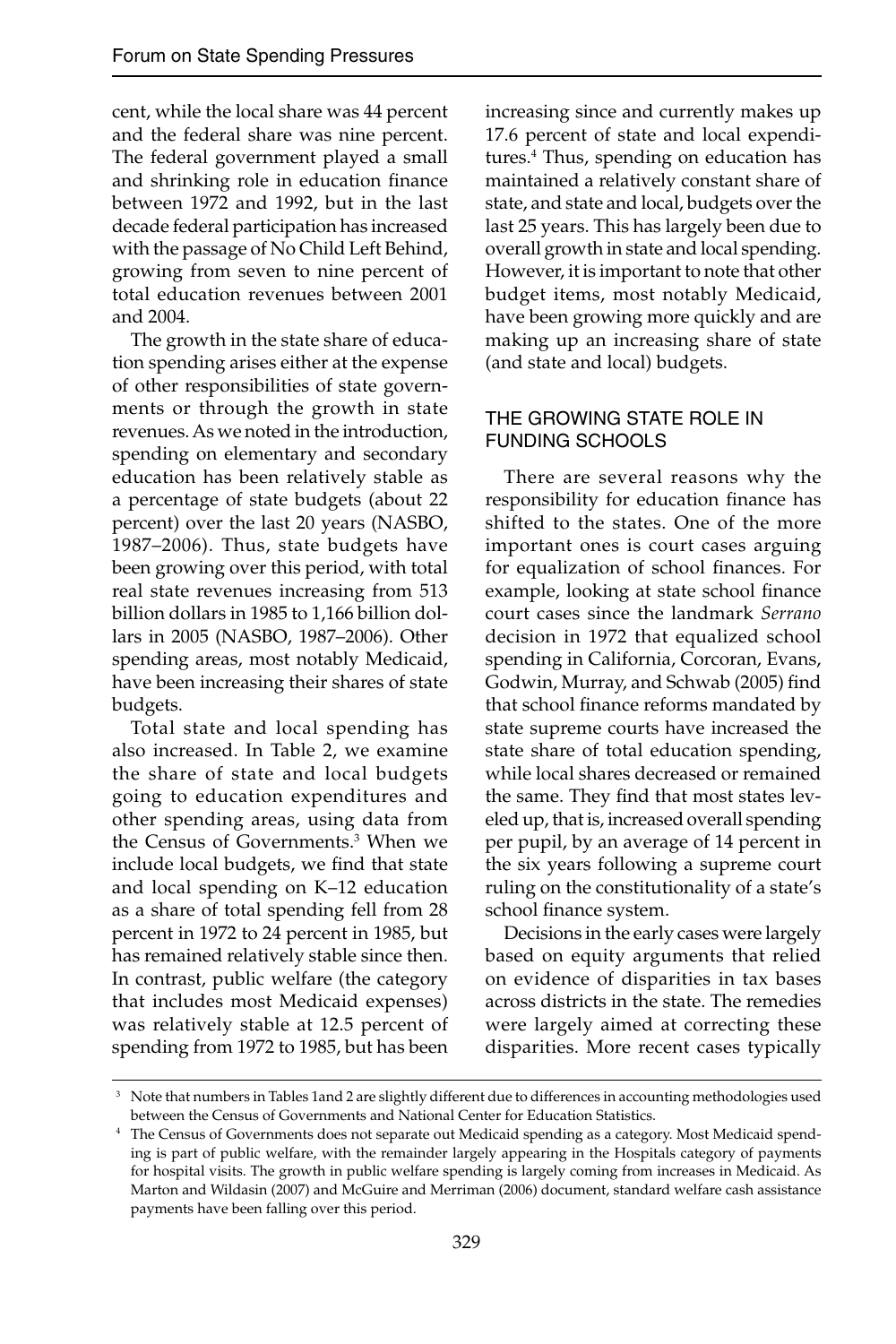cent, while the local share was 44 percent and the federal share was nine percent. The federal government played a small and shrinking role in education finance between 1972 and 1992, but in the last decade federal participation has increased with the passage of No Child Left Behind, growing from seven to nine percent of total education revenues between 2001 and 2004.

The growth in the state share of education spending arises either at the expense of other responsibilities of state governments or through the growth in state revenues. As we noted in the introduction, spending on elementary and secondary education has been relatively stable as a percentage of state budgets (about 22 percent) over the last 20 years (NASBO, 1987–2006). Thus, state budgets have been growing over this period, with total real state revenues increasing from 513 billion dollars in 1985 to 1,166 billion dollars in 2005 (NASBO, 1987–2006). Other spending areas, most notably Medicaid, have been increasing their shares of state budgets.

Total state and local spending has also increased. In Table 2, we examine the share of state and local budgets going to education expenditures and other spending areas, using data from the Census of Governments.[3] When we include local budgets, we find that state and local spending on K–12 education as a share of total spending fell from 28 percent in 1972 to 24 percent in 1985, but has remained relatively stable since then. In contrast, public welfare (the category that includes most Medicaid expenses) was relatively stable at 12.5 percent of spending from 1972 to 1985, but has been increasing since and currently makes up 17.6 percent of state and local expenditures.[4] Thus, spending on education has maintained a relatively constant share of state, and state and local, budgets over the last 25 years. This has largely been due to overall growth in state and local spending. However, it is important to note that other budget items, most notably Medicaid, have been growing more quickly and are making up an increasing share of state (and state and local) budgets.

## THE GROWING STATE ROLE IN FUNDING SCHOOLS

There are several reasons why the responsibility for education finance has shifted to the states. One of the more important ones is court cases arguing for equalization of school finances. For example, looking at state school finance court cases since the landmark *Serrano* decision in 1972 that equalized school spending in California, Corcoran, Evans, Godwin, Murray, and Schwab (2005) find that school finance reforms mandated by state supreme courts have increased the state share of total education spending, while local shares decreased or remained the same. They find that most states leveled up, that is, increased overall spending per pupil, by an average of 14 percent in the six years following a supreme court ruling on the constitutionality of a state's school finance system.

Decisions in the early cases were largely based on equity arguments that relied on evidence of disparities in tax bases across districts in the state. The remedies were largely aimed at correcting these disparities. More recent cases typically

---

[3] Note that numbers in Tables 1and 2 are slightly different due to differences in accounting methodologies used between the Census of Governments and National Center for Education Statistics.

[4] The Census of Governments does not separate out Medicaid spending as a category. Most Medicaid spending is part of public welfare, with the remainder largely appearing in the Hospitals category of payments for hospital visits. The growth in public welfare spending is largely coming from increases in Medicaid. As Marton and Wildasin (2007) and McGuire and Merriman (2006) document, standard welfare cash assistance payments have been falling over this period.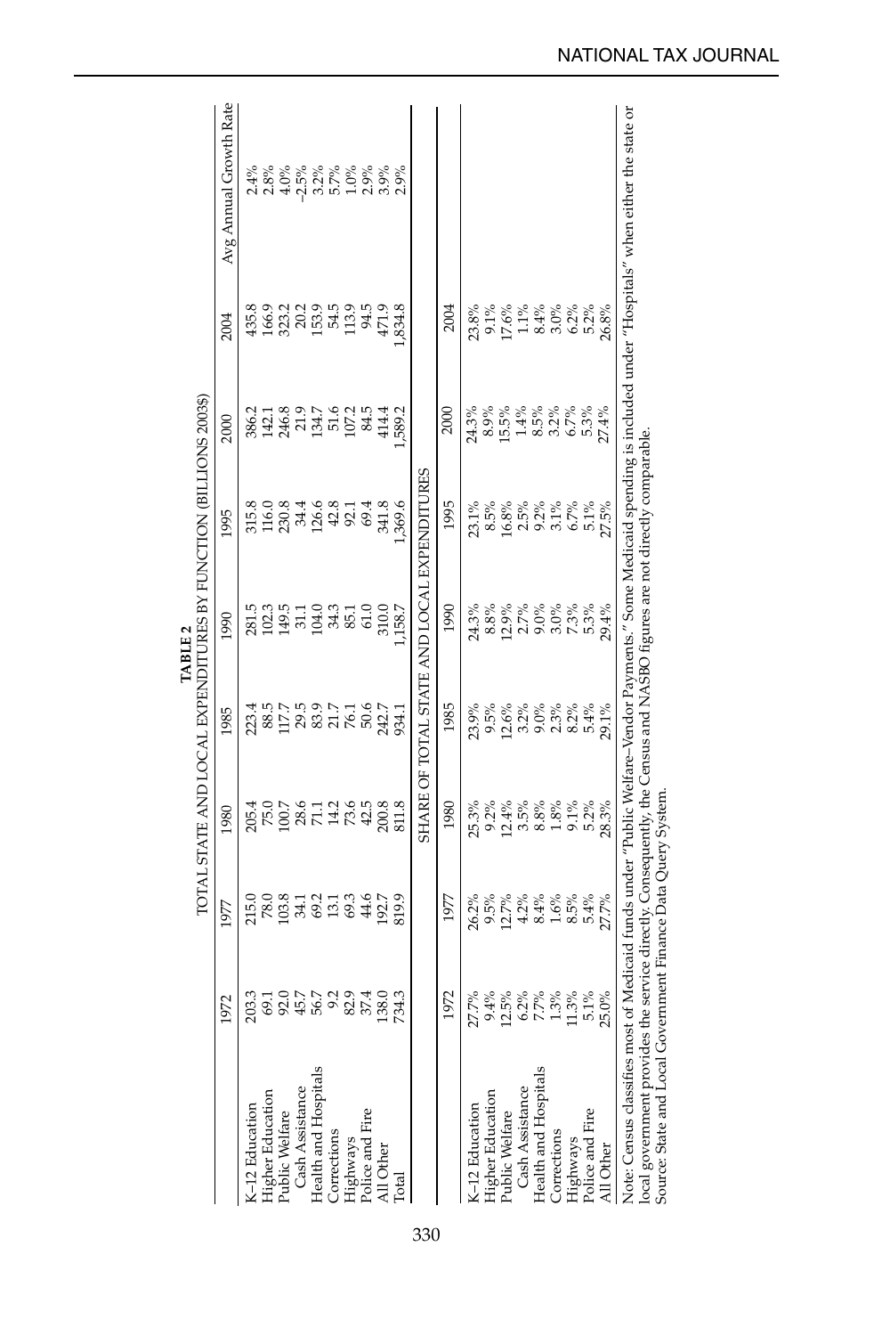**TABLE 2**

TOTAL STATE AND LOCAL EXPENDITURES BY FUNCTION (BILLIONS 2003$)

| | 1972 | 1977 | 1980 | 1985 | 1990 | 1995 | 2000 | 2004 | Avg Annual Growth Rate |
|---|---|---|---|---|---|---|---|---|---|
| K–12 Education | 203.3 | 215.0 | 205.4 | 223.4 | 281.5 | 315.8 | 386.2 | 435.8 | 2.4% |
| Higher Education | 69.1 | 78.0 | 75.0 | 88.5 | 102.3 | 116.0 | 142.1 | 166.9 | 2.8% |
| Public Welfare | 92.0 | 103.8 | 100.7 | 117.7 | 149.5 | 230.8 | 246.8 | 323.2 | 4.0% |
| Cash Assistance | 45.7 | 34.1 | 28.6 | 29.5 | 31.1 | 34.4 | 21.9 | 20.2 | –2.5% |
| Health and Hospitals | 56.7 | 69.2 | 71.1 | 83.9 | 104.0 | 126.6 | 134.7 | 153.9 | 3.2% |
| Corrections | 9.2 | 13.1 | 14.2 | 21.7 | 34.3 | 42.8 | 51.6 | 54.5 | 5.7% |
| Highways | 82.9 | 69.3 | 73.6 | 76.1 | 85.1 | 92.1 | 107.2 | 113.9 | 1.0% |
| Police and Fire | 37.4 | 44.6 | 42.5 | 50.6 | 61.0 | 69.4 | 84.5 | 94.5 | 2.9% |
| All Other | 138.0 | 192.7 | 200.8 | 242.7 | 310.0 | 341.8 | 414.4 | 471.9 | 3.9% |
| Total | 734.3 | 819.9 | 811.8 | 934.1 | 1,158.7 | 1,369.6 | 1,589.2 | 1,834.8 | 2.9% |

SHARE OF TOTAL STATE AND LOCAL EXPENDITURES

| | 1972 | 1977 | 1980 | 1985 | 1990 | 1995 | 2000 | 2004 |
|---|---|---|---|---|---|---|---|---|
| K–12 Education | 27.7% | 26.2% | 25.3% | 23.9% | 24.3% | 23.1% | 24.3% | 23.8% |
| Higher Education | 9.4% | 9.5% | 9.2% | 9.5% | 8.8% | 8.5% | 8.9% | 9.1% |
| Public Welfare | 12.5% | 12.7% | 12.4% | 12.6% | 12.9% | 16.8% | 15.5% | 17.6% |
| Cash Assistance | 6.2% | 4.2% | 3.5% | 3.2% | 2.7% | 2.5% | 1.4% | 1.1% |
| Health and Hospitals | 7.7% | 8.4% | 8.8% | 9.0% | 9.0% | 9.2% | 8.5% | 8.4% |
| Corrections | 1.3% | 1.6% | 1.8% | 2.3% | 3.0% | 3.1% | 3.2% | 3.0% |
| Highways | 11.3% | 8.5% | 9.1% | 8.2% | 7.3% | 6.7% | 6.7% | 6.2% |
| Police and Fire | 5.1% | 5.4% | 5.2% | 5.4% | 5.3% | 5.1% | 5.3% | 5.2% |
| All Other | 25.0% | 27.7% | 28.3% | 29.1% | 29.4% | 27.5% | 27.4% | 26.8% |

Note: Census classifies most of Medicaid funds under "Public Welfare–Vendor Payments." Some Medicaid spending is included under "Hospitals" when either the state or local government provides the service directly. Consequently, the Census and NASBO figures are not directly comparable.

Source: State and Local Government Finance Data Query System.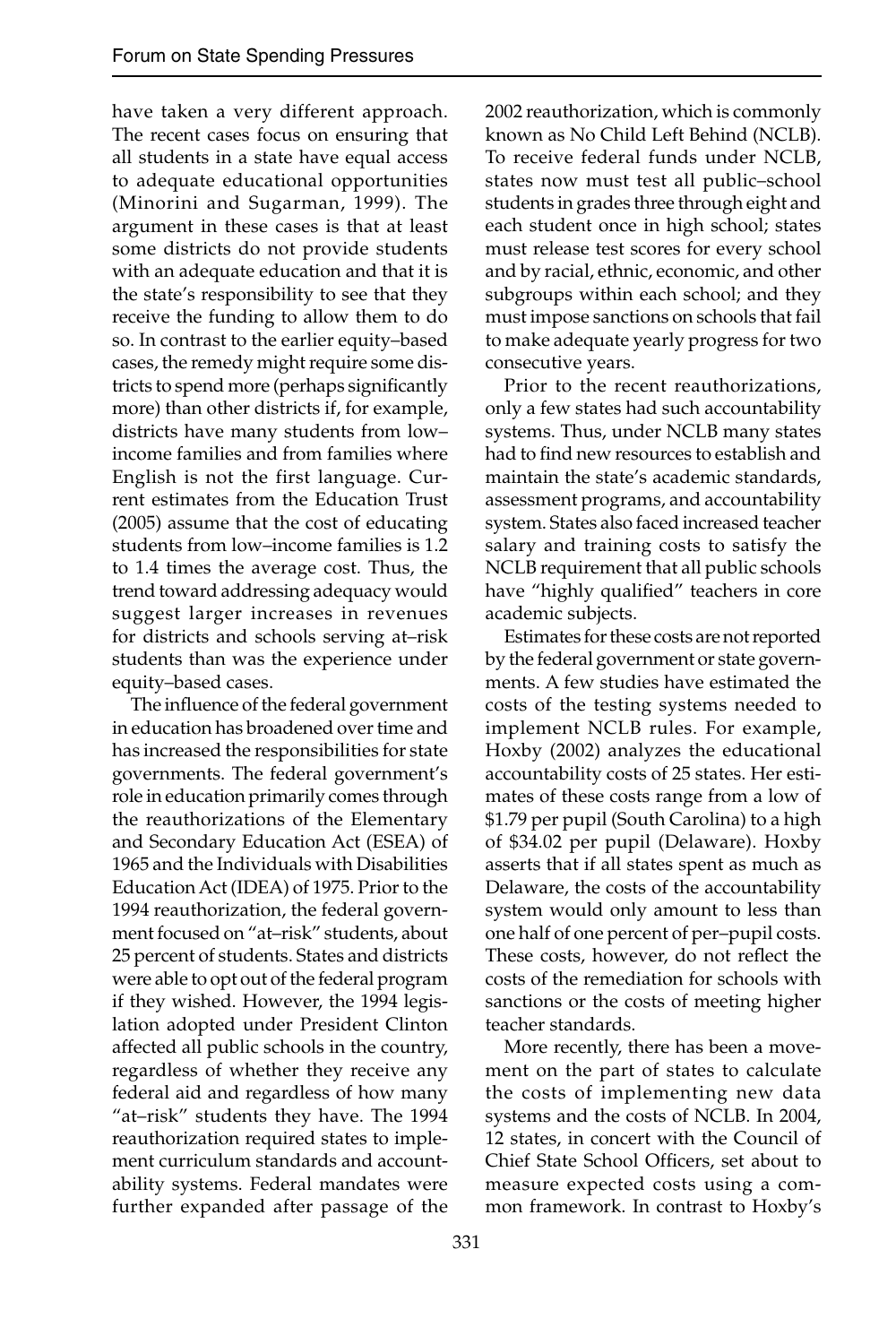have taken a very different approach. The recent cases focus on ensuring that all students in a state have equal access to adequate educational opportunities (Minorini and Sugarman, 1999). The argument in these cases is that at least some districts do not provide students with an adequate education and that it is the state's responsibility to see that they receive the funding to allow them to do so. In contrast to the earlier equity–based cases, the remedy might require some districts to spend more (perhaps significantly more) than other districts if, for example, districts have many students from low–income families and from families where English is not the first language. Current estimates from the Education Trust (2005) assume that the cost of educating students from low–income families is 1.2 to 1.4 times the average cost. Thus, the trend toward addressing adequacy would suggest larger increases in revenues for districts and schools serving at–risk students than was the experience under equity–based cases.

The influence of the federal government in education has broadened over time and has increased the responsibilities for state governments. The federal government's role in education primarily comes through the reauthorizations of the Elementary and Secondary Education Act (ESEA) of 1965 and the Individuals with Disabilities Education Act (IDEA) of 1975. Prior to the 1994 reauthorization, the federal government focused on "at–risk" students, about 25 percent of students. States and districts were able to opt out of the federal program if they wished. However, the 1994 legislation adopted under President Clinton affected all public schools in the country, regardless of whether they receive any federal aid and regardless of how many "at–risk" students they have. The 1994 reauthorization required states to implement curriculum standards and accountability systems. Federal mandates were further expanded after passage of the 2002 reauthorization, which is commonly known as No Child Left Behind (NCLB). To receive federal funds under NCLB, states now must test all public–school students in grades three through eight and each student once in high school; states must release test scores for every school and by racial, ethnic, economic, and other subgroups within each school; and they must impose sanctions on schools that fail to make adequate yearly progress for two consecutive years.

Prior to the recent reauthorizations, only a few states had such accountability systems. Thus, under NCLB many states had to find new resources to establish and maintain the state's academic standards, assessment programs, and accountability system. States also faced increased teacher salary and training costs to satisfy the NCLB requirement that all public schools have "highly qualified" teachers in core academic subjects.

Estimates for these costs are not reported by the federal government or state governments. A few studies have estimated the costs of the testing systems needed to implement NCLB rules. For example, Hoxby (2002) analyzes the educational accountability costs of 25 states. Her estimates of these costs range from a low of $1.79 per pupil (South Carolina) to a high of $34.02 per pupil (Delaware). Hoxby asserts that if all states spent as much as Delaware, the costs of the accountability system would only amount to less than one half of one percent of per–pupil costs. These costs, however, do not reflect the costs of the remediation for schools with sanctions or the costs of meeting higher teacher standards.

More recently, there has been a movement on the part of states to calculate the costs of implementing new data systems and the costs of NCLB. In 2004, 12 states, in concert with the Council of Chief State School Officers, set about to measure expected costs using a common framework. In contrast to Hoxby's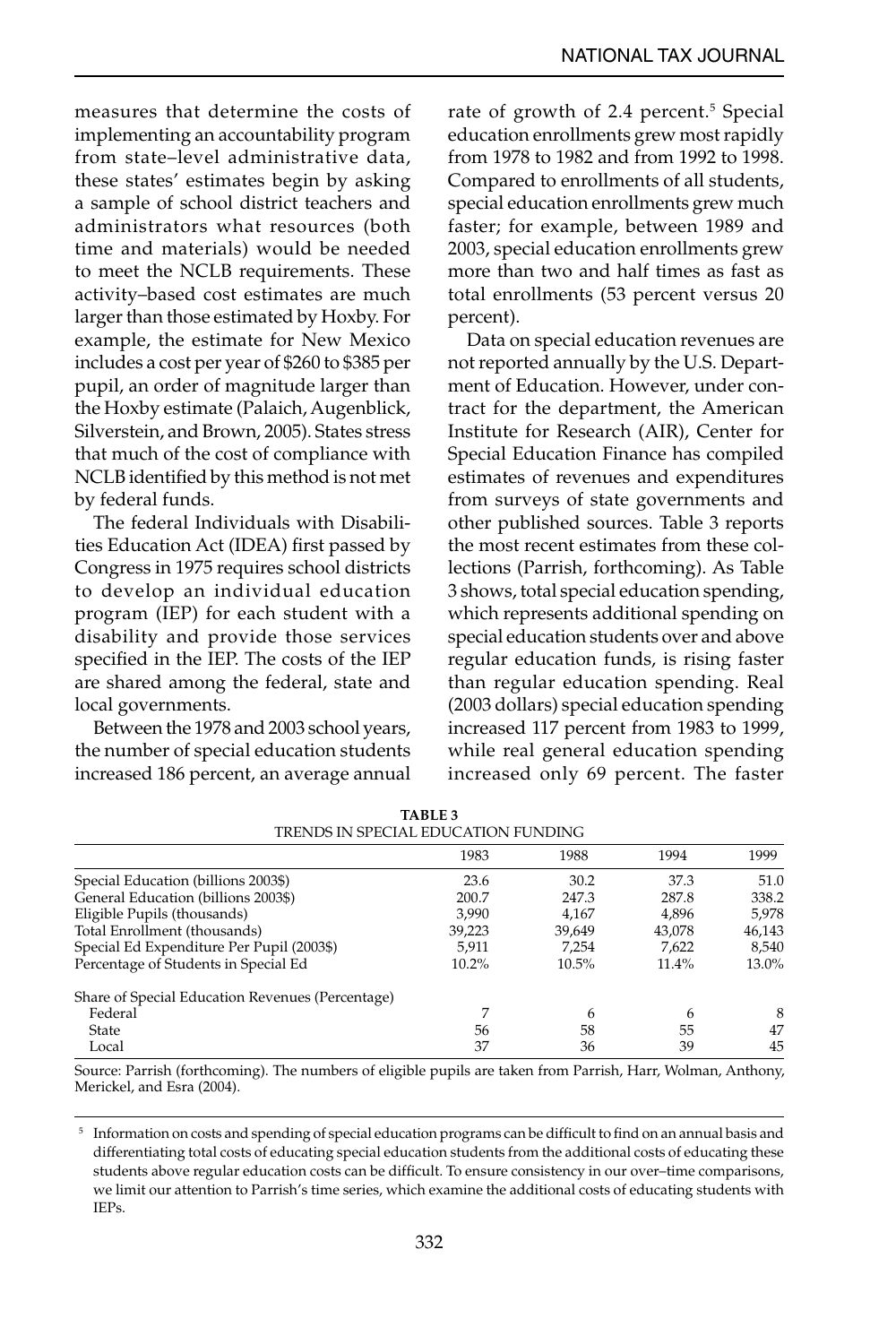measures that determine the costs of implementing an accountability program from state–level administrative data, these states' estimates begin by asking a sample of school district teachers and administrators what resources (both time and materials) would be needed to meet the NCLB requirements. These activity–based cost estimates are much larger than those estimated by Hoxby. For example, the estimate for New Mexico includes a cost per year of $260 to $385 per pupil, an order of magnitude larger than the Hoxby estimate (Palaich, Augenblick, Silverstein, and Brown, 2005). States stress that much of the cost of compliance with NCLB identified by this method is not met by federal funds.

The federal Individuals with Disabilities Education Act (IDEA) first passed by Congress in 1975 requires school districts to develop an individual education program (IEP) for each student with a disability and provide those services specified in the IEP. The costs of the IEP are shared among the federal, state and local governments.

Between the 1978 and 2003 school years, the number of special education students increased 186 percent, an average annual rate of growth of 2.4 percent.[5] Special education enrollments grew most rapidly from 1978 to 1982 and from 1992 to 1998. Compared to enrollments of all students, special education enrollments grew much faster; for example, between 1989 and 2003, special education enrollments grew more than two and half times as fast as total enrollments (53 percent versus 20 percent).

Data on special education revenues are not reported annually by the U.S. Department of Education. However, under contract for the department, the American Institute for Research (AIR), Center for Special Education Finance has compiled estimates of revenues and expenditures from surveys of state governments and other published sources. Table 3 reports the most recent estimates from these collections (Parrish, forthcoming). As Table 3 shows, total special education spending, which represents additional spending on special education students over and above regular education funds, is rising faster than regular education spending. Real (2003 dollars) special education spending increased 117 percent from 1983 to 1999, while real general education spending increased only 69 percent. The faster

**TABLE 3**
TRENDS IN SPECIAL EDUCATION FUNDING

| | 1983 | 1988 | 1994 | 1999 |
|---|---|---|---|---|
| Special Education (billions 2003$) | 23.6 | 30.2 | 37.3 | 51.0 |
| General Education (billions 2003$) | 200.7 | 247.3 | 287.8 | 338.2 |
| Eligible Pupils (thousands) | 3,990 | 4,167 | 4,896 | 5,978 |
| Total Enrollment (thousands) | 39,223 | 39,649 | 43,078 | 46,143 |
| Special Ed Expenditure Per Pupil (2003$) | 5,911 | 7,254 | 7,622 | 8,540 |
| Percentage of Students in Special Ed | 10.2% | 10.5% | 11.4% | 13.0% |
| Share of Special Education Revenues (Percentage) | | | | |
| Federal | 7 | 6 | 6 | 8 |
| State | 56 | 58 | 55 | 47 |
| Local | 37 | 36 | 39 | 45 |

Source: Parrish (forthcoming). The numbers of eligible pupils are taken from Parrish, Harr, Wolman, Anthony, Merickel, and Esra (2004).

[5] Information on costs and spending of special education programs can be difficult to find on an annual basis and differentiating total costs of educating special education students from the additional costs of educating these students above regular education costs can be difficult. To ensure consistency in our over–time comparisons, we limit our attention to Parrish's time series, which examine the additional costs of educating students with IEPs.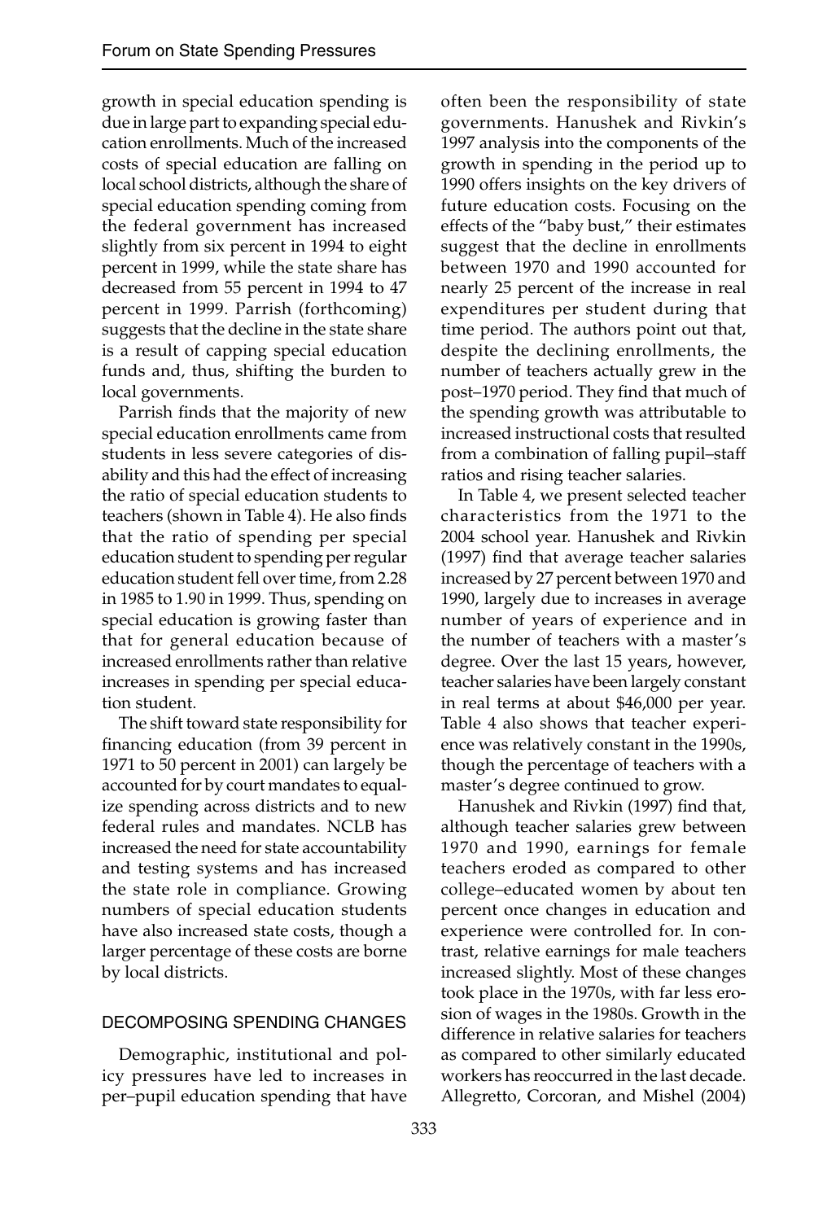growth in special education spending is due in large part to expanding special education enrollments. Much of the increased costs of special education are falling on local school districts, although the share of special education spending coming from the federal government has increased slightly from six percent in 1994 to eight percent in 1999, while the state share has decreased from 55 percent in 1994 to 47 percent in 1999. Parrish (forthcoming) suggests that the decline in the state share is a result of capping special education funds and, thus, shifting the burden to local governments.

Parrish finds that the majority of new special education enrollments came from students in less severe categories of disability and this had the effect of increasing the ratio of special education students to teachers (shown in Table 4). He also finds that the ratio of spending per special education student to spending per regular education student fell over time, from 2.28 in 1985 to 1.90 in 1999. Thus, spending on special education is growing faster than that for general education because of increased enrollments rather than relative increases in spending per special education student.

The shift toward state responsibility for financing education (from 39 percent in 1971 to 50 percent in 2001) can largely be accounted for by court mandates to equalize spending across districts and to new federal rules and mandates. NCLB has increased the need for state accountability and testing systems and has increased the state role in compliance. Growing numbers of special education students have also increased state costs, though a larger percentage of these costs are borne by local districts.

## DECOMPOSING SPENDING CHANGES

Demographic, institutional and policy pressures have led to increases in per–pupil education spending that have often been the responsibility of state governments. Hanushek and Rivkin's 1997 analysis into the components of the growth in spending in the period up to 1990 offers insights on the key drivers of future education costs. Focusing on the effects of the "baby bust," their estimates suggest that the decline in enrollments between 1970 and 1990 accounted for nearly 25 percent of the increase in real expenditures per student during that time period. The authors point out that, despite the declining enrollments, the number of teachers actually grew in the post–1970 period. They find that much of the spending growth was attributable to increased instructional costs that resulted from a combination of falling pupil–staff ratios and rising teacher salaries.

In Table 4, we present selected teacher characteristics from the 1971 to the 2004 school year. Hanushek and Rivkin (1997) find that average teacher salaries increased by 27 percent between 1970 and 1990, largely due to increases in average number of years of experience and in the number of teachers with a master's degree. Over the last 15 years, however, teacher salaries have been largely constant in real terms at about $46,000 per year. Table 4 also shows that teacher experience was relatively constant in the 1990s, though the percentage of teachers with a master's degree continued to grow.

Hanushek and Rivkin (1997) find that, although teacher salaries grew between 1970 and 1990, earnings for female teachers eroded as compared to other college–educated women by about ten percent once changes in education and experience were controlled for. In contrast, relative earnings for male teachers increased slightly. Most of these changes took place in the 1970s, with far less erosion of wages in the 1980s. Growth in the difference in relative salaries for teachers as compared to other similarly educated workers has reoccurred in the last decade. Allegretto, Corcoran, and Mishel (2004)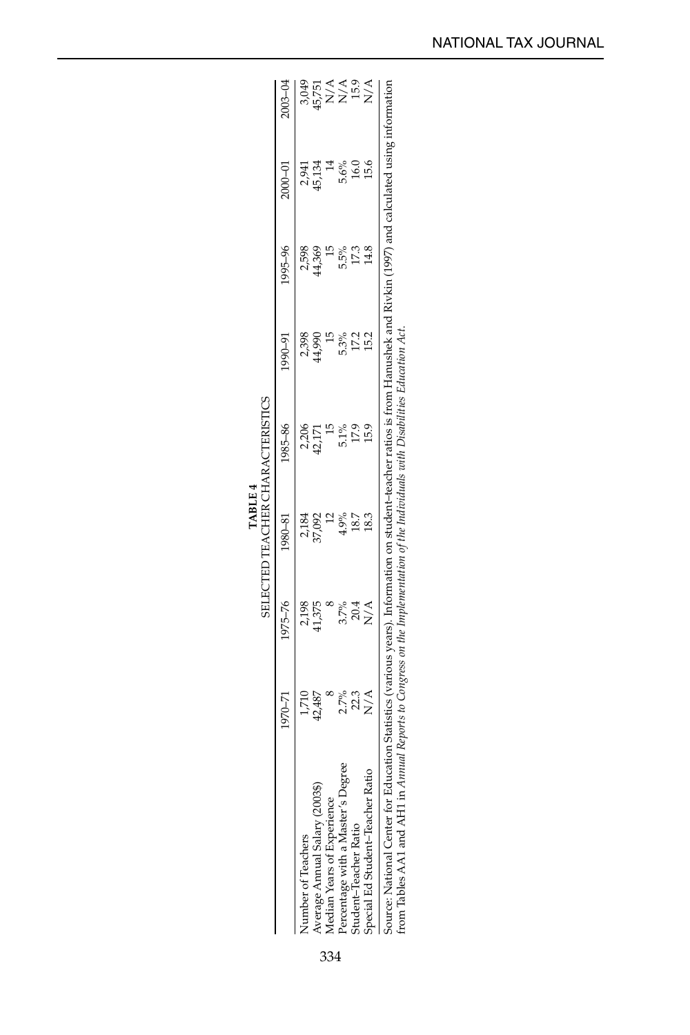**TABLE 4**
SELECTED TEACHER CHARACTERISTICS

| | 1970–71 | 1975–76 | 1980–81 | 1985–86 | 1990–91 | 1995–96 | 2000–01 | 2003–04 |
|---|---|---|---|---|---|---|---|---|
| Number of Teachers | 1,710 | 2,198 | 2,184 | 2,206 | 2,398 | 2,598 | 2,941 | 3,049 |
| Average Annual Salary (2003$) | 42,487 | 41,375 | 37,092 | 42,171 | 44,990 | 44,369 | 45,134 | 45,751 |
| Median Years of Experience | 8 | 8 | 12 | 15 | 15 | 15 | 14 | N/A |
| Percentage with a Master's Degree | 2.7% | 3.7% | 4.9% | 5.1% | 5.3% | 5.5% | 5.6% | N/A |
| Student–Teacher Ratio | 22.3 | 20.4 | 18.7 | 17.9 | 17.2 | 17.3 | 16.0 | 15.9 |
| Special Ed Student–Teacher Ratio | N/A | N/A | 18.3 | 15.9 | 15.2 | 14.8 | 15.6 | N/A |

Source: National Center for Education Statistics (various years). Information on student–teacher ratios is from Hanushek and Rivkin (1997) and calculated using information from Tables AA1 and AH1 in *Annual Reports to Congress on the Implementation of the Individuals with Disabilities Education Act*.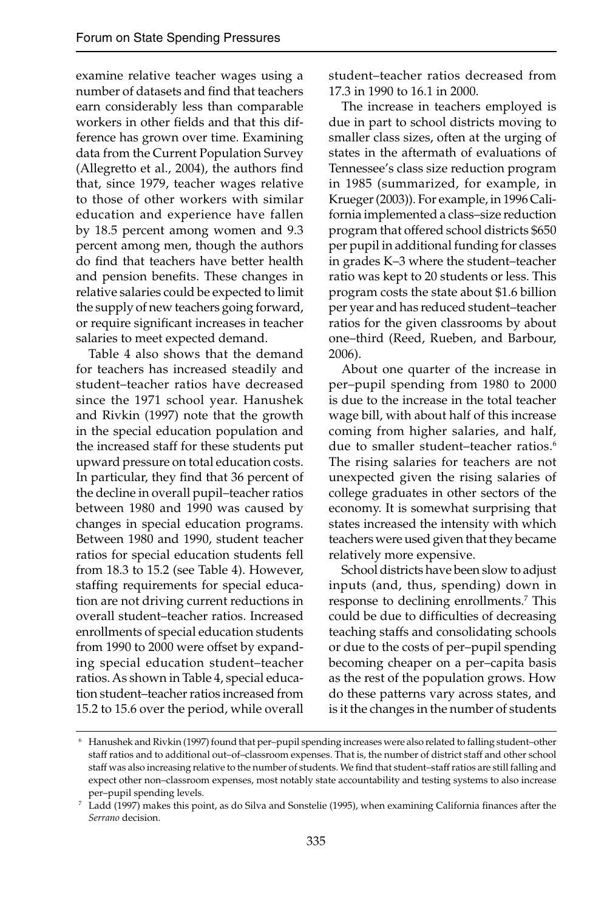examine relative teacher wages using a number of datasets and find that teachers earn considerably less than comparable workers in other fields and that this difference has grown over time. Examining data from the Current Population Survey (Allegretto et al., 2004), the authors find that, since 1979, teacher wages relative to those of other workers with similar education and experience have fallen by 18.5 percent among women and 9.3 percent among men, though the authors do find that teachers have better health and pension benefits. These changes in relative salaries could be expected to limit the supply of new teachers going forward, or require significant increases in teacher salaries to meet expected demand.

Table 4 also shows that the demand for teachers has increased steadily and student–teacher ratios have decreased since the 1971 school year. Hanushek and Rivkin (1997) note that the growth in the special education population and the increased staff for these students put upward pressure on total education costs. In particular, they find that 36 percent of the decline in overall pupil–teacher ratios between 1980 and 1990 was caused by changes in special education programs. Between 1980 and 1990, student teacher ratios for special education students fell from 18.3 to 15.2 (see Table 4). However, staffing requirements for special education are not driving current reductions in overall student–teacher ratios. Increased enrollments of special education students from 1990 to 2000 were offset by expanding special education student–teacher ratios. As shown in Table 4, special education student–teacher ratios increased from 15.2 to 15.6 over the period, while overall student–teacher ratios decreased from 17.3 in 1990 to 16.1 in 2000.

The increase in teachers employed is due in part to school districts moving to smaller class sizes, often at the urging of states in the aftermath of evaluations of Tennessee's class size reduction program in 1985 (summarized, for example, in Krueger (2003)). For example, in 1996 California implemented a class–size reduction program that offered school districts $650 per pupil in additional funding for classes in grades K–3 where the student–teacher ratio was kept to 20 students or less. This program costs the state about $1.6 billion per year and has reduced student–teacher ratios for the given classrooms by about one–third (Reed, Rueben, and Barbour, 2006).

About one quarter of the increase in per–pupil spending from 1980 to 2000 is due to the increase in the total teacher wage bill, with about half of this increase coming from higher salaries, and half, due to smaller student–teacher ratios.[6] The rising salaries for teachers are not unexpected given the rising salaries of college graduates in other sectors of the economy. It is somewhat surprising that states increased the intensity with which teachers were used given that they became relatively more expensive.

School districts have been slow to adjust inputs (and, thus, spending) down in response to declining enrollments.[7] This could be due to difficulties of decreasing teaching staffs and consolidating schools or due to the costs of per–pupil spending becoming cheaper on a per–capita basis as the rest of the population grows. How do these patterns vary across states, and is it the changes in the number of students

---

[6] Hanushek and Rivkin (1997) found that per–pupil spending increases were also related to falling student–other staff ratios and to additional out–of–classroom expenses. That is, the number of district staff and other school staff was also increasing relative to the number of students. We find that student–staff ratios are still falling and expect other non–classroom expenses, most notably state accountability and testing systems to also increase per–pupil spending levels.

[7] Ladd (1997) makes this point, as do Silva and Sonstelie (1995), when examining California finances after the *Serrano* decision.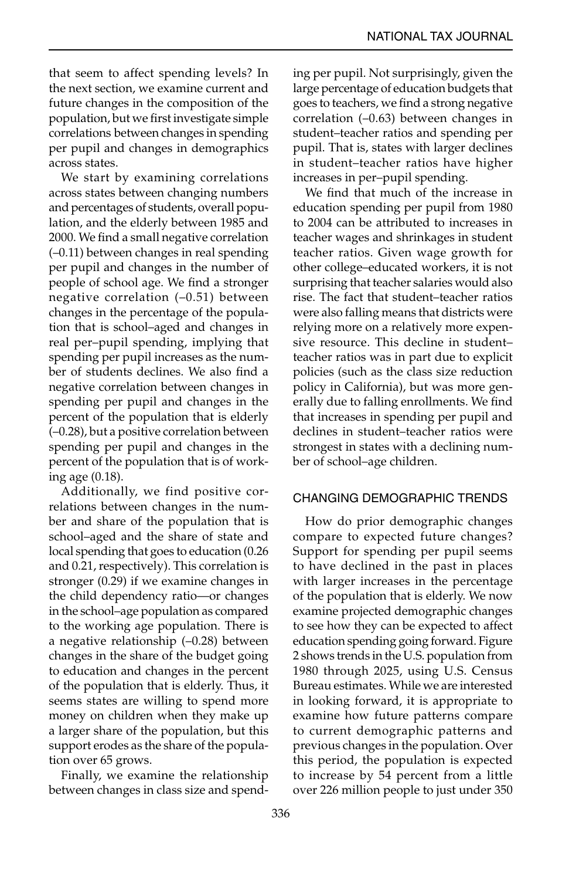that seem to affect spending levels? In the next section, we examine current and future changes in the composition of the population, but we first investigate simple correlations between changes in spending per pupil and changes in demographics across states.

We start by examining correlations across states between changing numbers and percentages of students, overall population, and the elderly between 1985 and 2000. We find a small negative correlation (–0.11) between changes in real spending per pupil and changes in the number of people of school age. We find a stronger negative correlation (–0.51) between changes in the percentage of the population that is school–aged and changes in real per–pupil spending, implying that spending per pupil increases as the number of students declines. We also find a negative correlation between changes in spending per pupil and changes in the percent of the population that is elderly (–0.28), but a positive correlation between spending per pupil and changes in the percent of the population that is of working age (0.18).

Additionally, we find positive correlations between changes in the number and share of the population that is school–aged and the share of state and local spending that goes to education (0.26 and 0.21, respectively). This correlation is stronger (0.29) if we examine changes in the child dependency ratio—or changes in the school–age population as compared to the working age population. There is a negative relationship (–0.28) between changes in the share of the budget going to education and changes in the percent of the population that is elderly. Thus, it seems states are willing to spend more money on children when they make up a larger share of the population, but this support erodes as the share of the population over 65 grows.

Finally, we examine the relationship between changes in class size and spending per pupil. Not surprisingly, given the large percentage of education budgets that goes to teachers, we find a strong negative correlation (–0.63) between changes in student–teacher ratios and spending per pupil. That is, states with larger declines in student–teacher ratios have higher increases in per–pupil spending.

We find that much of the increase in education spending per pupil from 1980 to 2004 can be attributed to increases in teacher wages and shrinkages in student teacher ratios. Given wage growth for other college–educated workers, it is not surprising that teacher salaries would also rise. The fact that student–teacher ratios were also falling means that districts were relying more on a relatively more expensive resource. This decline in student–teacher ratios was in part due to explicit policies (such as the class size reduction policy in California), but was more generally due to falling enrollments. We find that increases in spending per pupil and declines in student–teacher ratios were strongest in states with a declining number of school–age children.

## CHANGING DEMOGRAPHIC TRENDS

How do prior demographic changes compare to expected future changes? Support for spending per pupil seems to have declined in the past in places with larger increases in the percentage of the population that is elderly. We now examine projected demographic changes to see how they can be expected to affect education spending going forward. Figure 2 shows trends in the U.S. population from 1980 through 2025, using U.S. Census Bureau estimates. While we are interested in looking forward, it is appropriate to examine how future patterns compare to current demographic patterns and previous changes in the population. Over this period, the population is expected to increase by 54 percent from a little over 226 million people to just under 350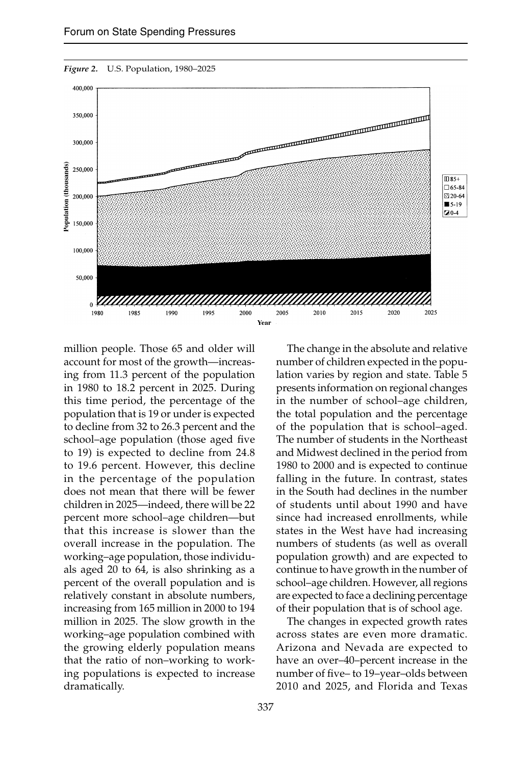*Figure 2.* U.S. Population, 1980–2025

million people. Those 65 and older will account for most of the growth—increasing from 11.3 percent of the population in 1980 to 18.2 percent in 2025. During this time period, the percentage of the population that is 19 or under is expected to decline from 32 to 26.3 percent and the school–age population (those aged five to 19) is expected to decline from 24.8 to 19.6 percent. However, this decline in the percentage of the population does not mean that there will be fewer children in 2025—indeed, there will be 22 percent more school–age children—but that this increase is slower than the overall increase in the population. The working–age population, those individuals aged 20 to 64, is also shrinking as a percent of the overall population and is relatively constant in absolute numbers, increasing from 165 million in 2000 to 194 million in 2025. The slow growth in the working–age population combined with the growing elderly population means that the ratio of non–working to working populations is expected to increase dramatically.

The change in the absolute and relative number of children expected in the population varies by region and state. Table 5 presents information on regional changes in the number of school–age children, the total population and the percentage of the population that is school–aged. The number of students in the Northeast and Midwest declined in the period from 1980 to 2000 and is expected to continue falling in the future. In contrast, states in the South had declines in the number of students until about 1990 and have since had increased enrollments, while states in the West have had increasing numbers of students (as well as overall population growth) and are expected to continue to have growth in the number of school–age children. However, all regions are expected to face a declining percentage of their population that is of school age.

The changes in expected growth rates across states are even more dramatic. Arizona and Nevada are expected to have an over–40–percent increase in the number of five– to 19–year–olds between 2010 and 2025, and Florida and Texas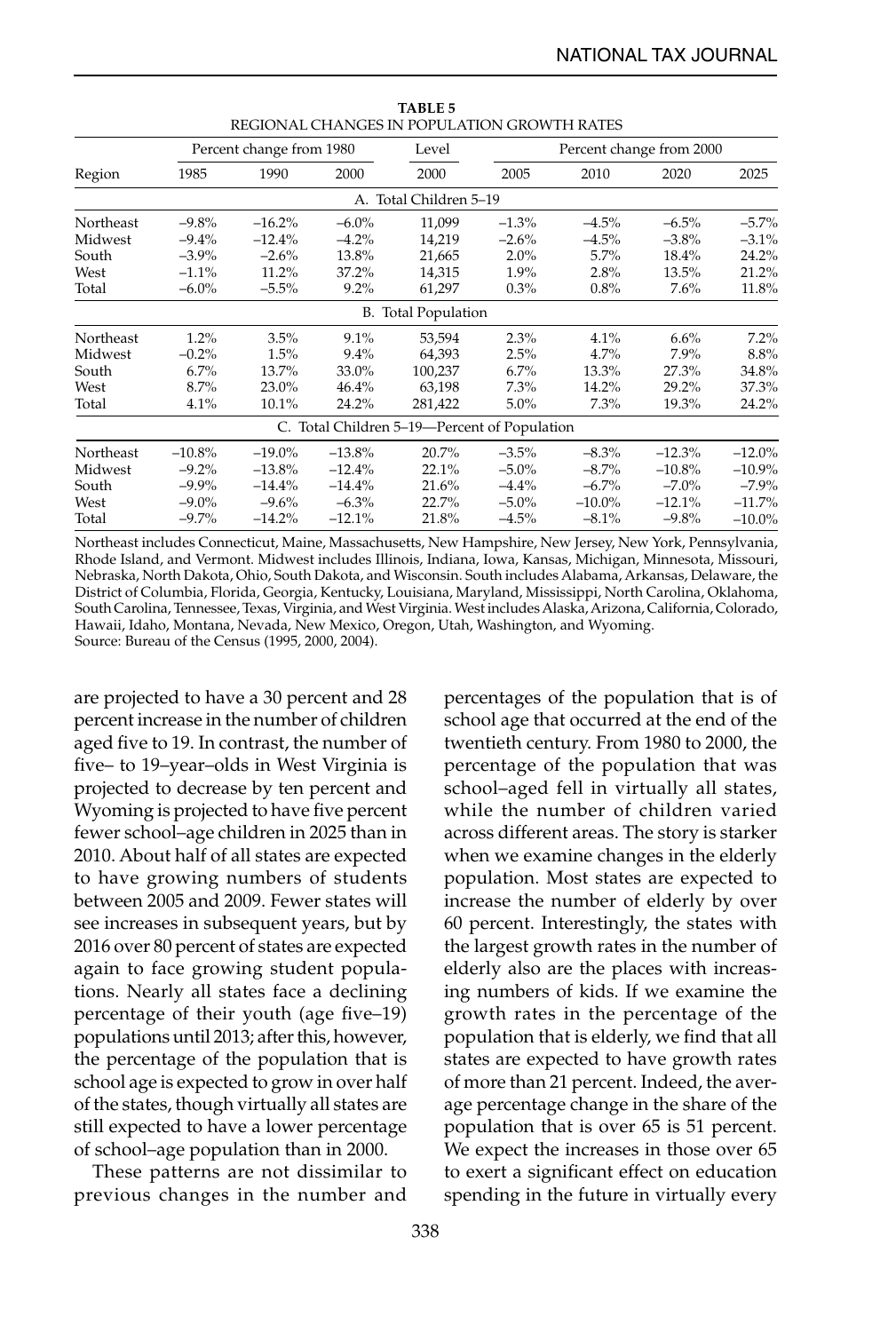**TABLE 5**
REGIONAL CHANGES IN POPULATION GROWTH RATES

| Region | Percent change from 1980 | | | Level | Percent change from 2000 | | | |
|---|---|---|---|---|---|---|---|---|
| | 1985 | 1990 | 2000 | 2000 | 2005 | 2010 | 2020 | 2025 |
| **A. Total Children 5–19** | | | | | | | | |
| Northeast | –9.8% | –16.2% | –6.0% | 11,099 | –1.3% | –4.5% | –6.5% | –5.7% |
| Midwest | –9.4% | –12.4% | –4.2% | 14,219 | –2.6% | –4.5% | –3.8% | –3.1% |
| South | –3.9% | –2.6% | 13.8% | 21,665 | 2.0% | 5.7% | 18.4% | 24.2% |
| West | –1.1% | 11.2% | 37.2% | 14,315 | 1.9% | 2.8% | 13.5% | 21.2% |
| Total | –6.0% | –5.5% | 9.2% | 61,297 | 0.3% | 0.8% | 7.6% | 11.8% |
| **B. Total Population** | | | | | | | | |
| Northeast | 1.2% | 3.5% | 9.1% | 53,594 | 2.3% | 4.1% | 6.6% | 7.2% |
| Midwest | –0.2% | 1.5% | 9.4% | 64,393 | 2.5% | 4.7% | 7.9% | 8.8% |
| South | 6.7% | 13.7% | 33.0% | 100,237 | 6.7% | 13.3% | 27.3% | 34.8% |
| West | 8.7% | 23.0% | 46.4% | 63,198 | 7.3% | 14.2% | 29.2% | 37.3% |
| Total | 4.1% | 10.1% | 24.2% | 281,422 | 5.0% | 7.3% | 19.3% | 24.2% |
| **C. Total Children 5–19—Percent of Population** | | | | | | | | |
| Northeast | –10.8% | –19.0% | –13.8% | 20.7% | –3.5% | –8.3% | –12.3% | –12.0% |
| Midwest | –9.2% | –13.8% | –12.4% | 22.1% | –5.0% | –8.7% | –10.8% | –10.9% |
| South | –9.9% | –14.4% | –14.4% | 21.6% | –4.4% | –6.7% | –7.0% | –7.9% |
| West | –9.0% | –9.6% | –6.3% | 22.7% | –5.0% | –10.0% | –12.1% | –11.7% |
| Total | –9.7% | –14.2% | –12.1% | 21.8% | –4.5% | –8.1% | –9.8% | –10.0% |

Northeast includes Connecticut, Maine, Massachusetts, New Hampshire, New Jersey, New York, Pennsylvania, Rhode Island, and Vermont. Midwest includes Illinois, Indiana, Iowa, Kansas, Michigan, Minnesota, Missouri, Nebraska, North Dakota, Ohio, South Dakota, and Wisconsin. South includes Alabama, Arkansas, Delaware, the District of Columbia, Florida, Georgia, Kentucky, Louisiana, Maryland, Mississippi, North Carolina, Oklahoma, South Carolina, Tennessee, Texas, Virginia, and West Virginia. West includes Alaska, Arizona, California, Colorado, Hawaii, Idaho, Montana, Nevada, New Mexico, Oregon, Utah, Washington, and Wyoming.
Source: Bureau of the Census (1995, 2000, 2004).

are projected to have a 30 percent and 28 percent increase in the number of children aged five to 19. In contrast, the number of five– to 19–year–olds in West Virginia is projected to decrease by ten percent and Wyoming is projected to have five percent fewer school–age children in 2025 than in 2010. About half of all states are expected to have growing numbers of students between 2005 and 2009. Fewer states will see increases in subsequent years, but by 2016 over 80 percent of states are expected again to face growing student populations. Nearly all states face a declining percentage of their youth (age five–19) populations until 2013; after this, however, the percentage of the population that is school age is expected to grow in over half of the states, though virtually all states are still expected to have a lower percentage of school–age population than in 2000.

These patterns are not dissimilar to previous changes in the number and percentages of the population that is of school age that occurred at the end of the twentieth century. From 1980 to 2000, the percentage of the population that was school–aged fell in virtually all states, while the number of children varied across different areas. The story is starker when we examine changes in the elderly population. Most states are expected to increase the number of elderly by over 60 percent. Interestingly, the states with the largest growth rates in the number of elderly also are the places with increasing numbers of kids. If we examine the growth rates in the percentage of the population that is elderly, we find that all states are expected to have growth rates of more than 21 percent. Indeed, the average percentage change in the share of the population that is over 65 is 51 percent. We expect the increases in those over 65 to exert a significant effect on education spending in the future in virtually every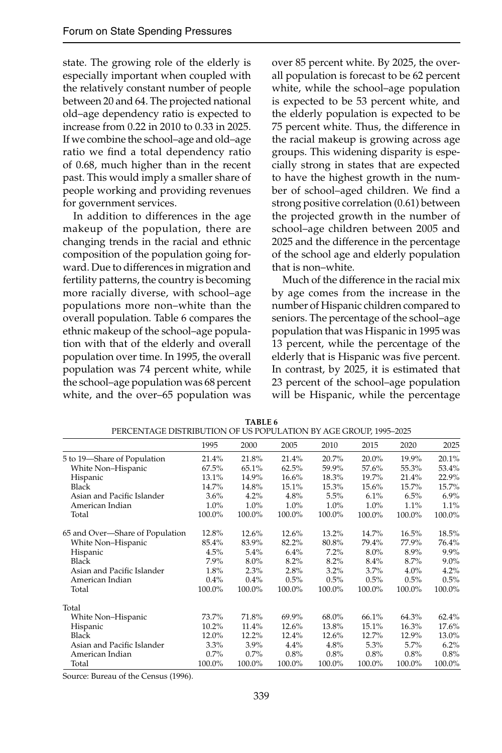state. The growing role of the elderly is especially important when coupled with the relatively constant number of people between 20 and 64. The projected national old–age dependency ratio is expected to increase from 0.22 in 2010 to 0.33 in 2025. If we combine the school–age and old–age ratio we find a total dependency ratio of 0.68, much higher than in the recent past. This would imply a smaller share of people working and providing revenues for government services.

In addition to differences in the age makeup of the population, there are changing trends in the racial and ethnic composition of the population going forward. Due to differences in migration and fertility patterns, the country is becoming more racially diverse, with school–age populations more non–white than the overall population. Table 6 compares the ethnic makeup of the school–age population with that of the elderly and overall population over time. In 1995, the overall population was 74 percent white, while the school–age population was 68 percent white, and the over–65 population was over 85 percent white. By 2025, the overall population is forecast to be 62 percent white, while the school–age population is expected to be 53 percent white, and the elderly population is expected to be 75 percent white. Thus, the difference in the racial makeup is growing across age groups. This widening disparity is especially strong in states that are expected to have the highest growth in the number of school–aged children. We find a strong positive correlation (0.61) between the projected growth in the number of school–age children between 2005 and 2025 and the difference in the percentage of the school age and elderly population that is non–white.

Much of the difference in the racial mix by age comes from the increase in the number of Hispanic children compared to seniors. The percentage of the school–age population that was Hispanic in 1995 was 13 percent, while the percentage of the elderly that is Hispanic was five percent. In contrast, by 2025, it is estimated that 23 percent of the school–age population will be Hispanic, while the percentage

**TABLE 6**
PERCENTAGE DISTRIBUTION OF US POPULATION BY AGE GROUP, 1995–2025

| | 1995 | 2000 | 2005 | 2010 | 2015 | 2020 | 2025 |
|---|---|---|---|---|---|---|---|
| 5 to 19—Share of Population | 21.4% | 21.8% | 21.4% | 20.7% | 20.0% | 19.9% | 20.1% |
| White Non–Hispanic | 67.5% | 65.1% | 62.5% | 59.9% | 57.6% | 55.3% | 53.4% |
| Hispanic | 13.1% | 14.9% | 16.6% | 18.3% | 19.7% | 21.4% | 22.9% |
| Black | 14.7% | 14.8% | 15.1% | 15.3% | 15.6% | 15.7% | 15.7% |
| Asian and Pacific Islander | 3.6% | 4.2% | 4.8% | 5.5% | 6.1% | 6.5% | 6.9% |
| American Indian | 1.0% | 1.0% | 1.0% | 1.0% | 1.0% | 1.1% | 1.1% |
| Total | 100.0% | 100.0% | 100.0% | 100.0% | 100.0% | 100.0% | 100.0% |
| 65 and Over—Share of Population | 12.8% | 12.6% | 12.6% | 13.2% | 14.7% | 16.5% | 18.5% |
| White Non–Hispanic | 85.4% | 83.9% | 82.2% | 80.8% | 79.4% | 77.9% | 76.4% |
| Hispanic | 4.5% | 5.4% | 6.4% | 7.2% | 8.0% | 8.9% | 9.9% |
| Black | 7.9% | 8.0% | 8.2% | 8.2% | 8.4% | 8.7% | 9.0% |
| Asian and Pacific Islander | 1.8% | 2.3% | 2.8% | 3.2% | 3.7% | 4.0% | 4.2% |
| American Indian | 0.4% | 0.4% | 0.5% | 0.5% | 0.5% | 0.5% | 0.5% |
| Total | 100.0% | 100.0% | 100.0% | 100.0% | 100.0% | 100.0% | 100.0% |
| Total | | | | | | | |
| White Non–Hispanic | 73.7% | 71.8% | 69.9% | 68.0% | 66.1% | 64.3% | 62.4% |
| Hispanic | 10.2% | 11.4% | 12.6% | 13.8% | 15.1% | 16.3% | 17.6% |
| Black | 12.0% | 12.2% | 12.4% | 12.6% | 12.7% | 12.9% | 13.0% |
| Asian and Pacific Islander | 3.3% | 3.9% | 4.4% | 4.8% | 5.3% | 5.7% | 6.2% |
| American Indian | 0.7% | 0.7% | 0.8% | 0.8% | 0.8% | 0.8% | 0.8% |
| Total | 100.0% | 100.0% | 100.0% | 100.0% | 100.0% | 100.0% | 100.0% |

Source: Bureau of the Census (1996).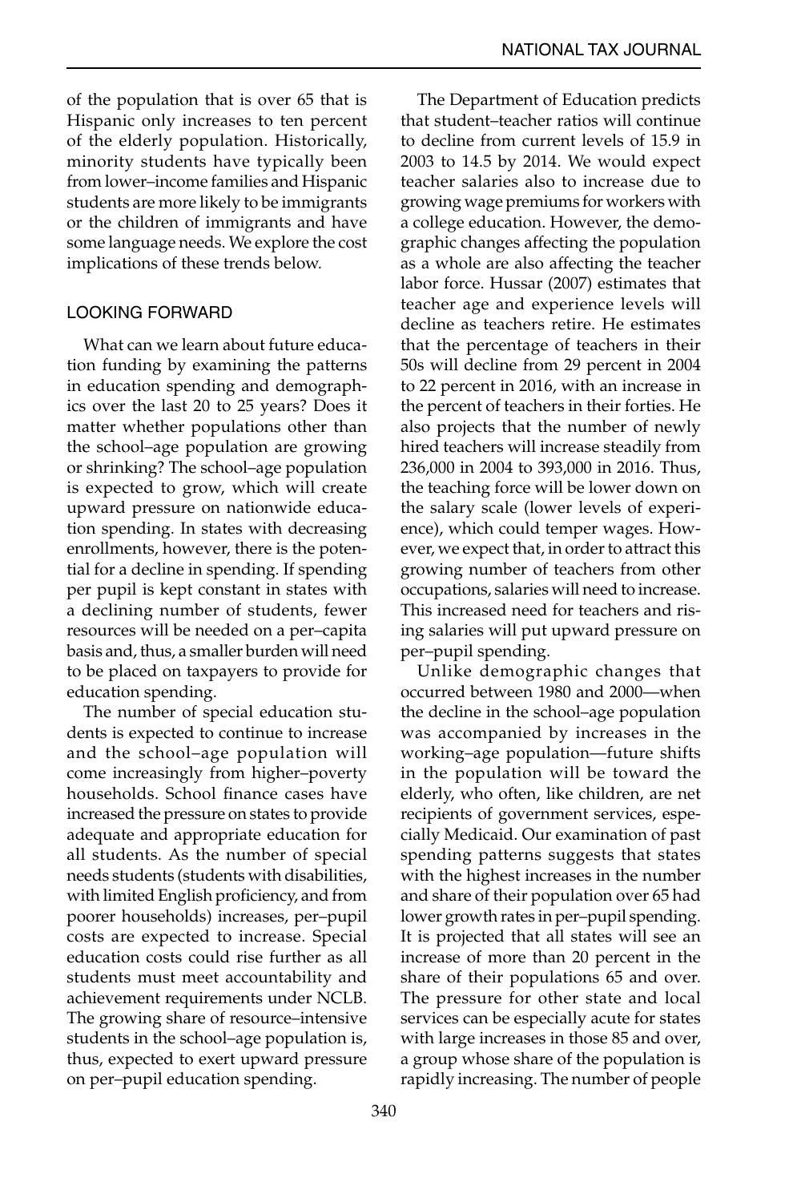of the population that is over 65 that is Hispanic only increases to ten percent of the elderly population. Historically, minority students have typically been from lower–income families and Hispanic students are more likely to be immigrants or the children of immigrants and have some language needs. We explore the cost implications of these trends below.

## LOOKING FORWARD

What can we learn about future education funding by examining the patterns in education spending and demographics over the last 20 to 25 years? Does it matter whether populations other than the school–age population are growing or shrinking? The school–age population is expected to grow, which will create upward pressure on nationwide education spending. In states with decreasing enrollments, however, there is the potential for a decline in spending. If spending per pupil is kept constant in states with a declining number of students, fewer resources will be needed on a per–capita basis and, thus, a smaller burden will need to be placed on taxpayers to provide for education spending.

The number of special education students is expected to continue to increase and the school–age population will come increasingly from higher–poverty households. School finance cases have increased the pressure on states to provide adequate and appropriate education for all students. As the number of special needs students (students with disabilities, with limited English proficiency, and from poorer households) increases, per–pupil costs are expected to increase. Special education costs could rise further as all students must meet accountability and achievement requirements under NCLB. The growing share of resource–intensive students in the school–age population is, thus, expected to exert upward pressure on per–pupil education spending.

The Department of Education predicts that student–teacher ratios will continue to decline from current levels of 15.9 in 2003 to 14.5 by 2014. We would expect teacher salaries also to increase due to growing wage premiums for workers with a college education. However, the demographic changes affecting the population as a whole are also affecting the teacher labor force. Hussar (2007) estimates that teacher age and experience levels will decline as teachers retire. He estimates that the percentage of teachers in their 50s will decline from 29 percent in 2004 to 22 percent in 2016, with an increase in the percent of teachers in their forties. He also projects that the number of newly hired teachers will increase steadily from 236,000 in 2004 to 393,000 in 2016. Thus, the teaching force will be lower down on the salary scale (lower levels of experience), which could temper wages. However, we expect that, in order to attract this growing number of teachers from other occupations, salaries will need to increase. This increased need for teachers and rising salaries will put upward pressure on per–pupil spending.

Unlike demographic changes that occurred between 1980 and 2000—when the decline in the school–age population was accompanied by increases in the working–age population—future shifts in the population will be toward the elderly, who often, like children, are net recipients of government services, especially Medicaid. Our examination of past spending patterns suggests that states with the highest increases in the number and share of their population over 65 had lower growth rates in per–pupil spending. It is projected that all states will see an increase of more than 20 percent in the share of their populations 65 and over. The pressure for other state and local services can be especially acute for states with large increases in those 85 and over, a group whose share of the population is rapidly increasing. The number of people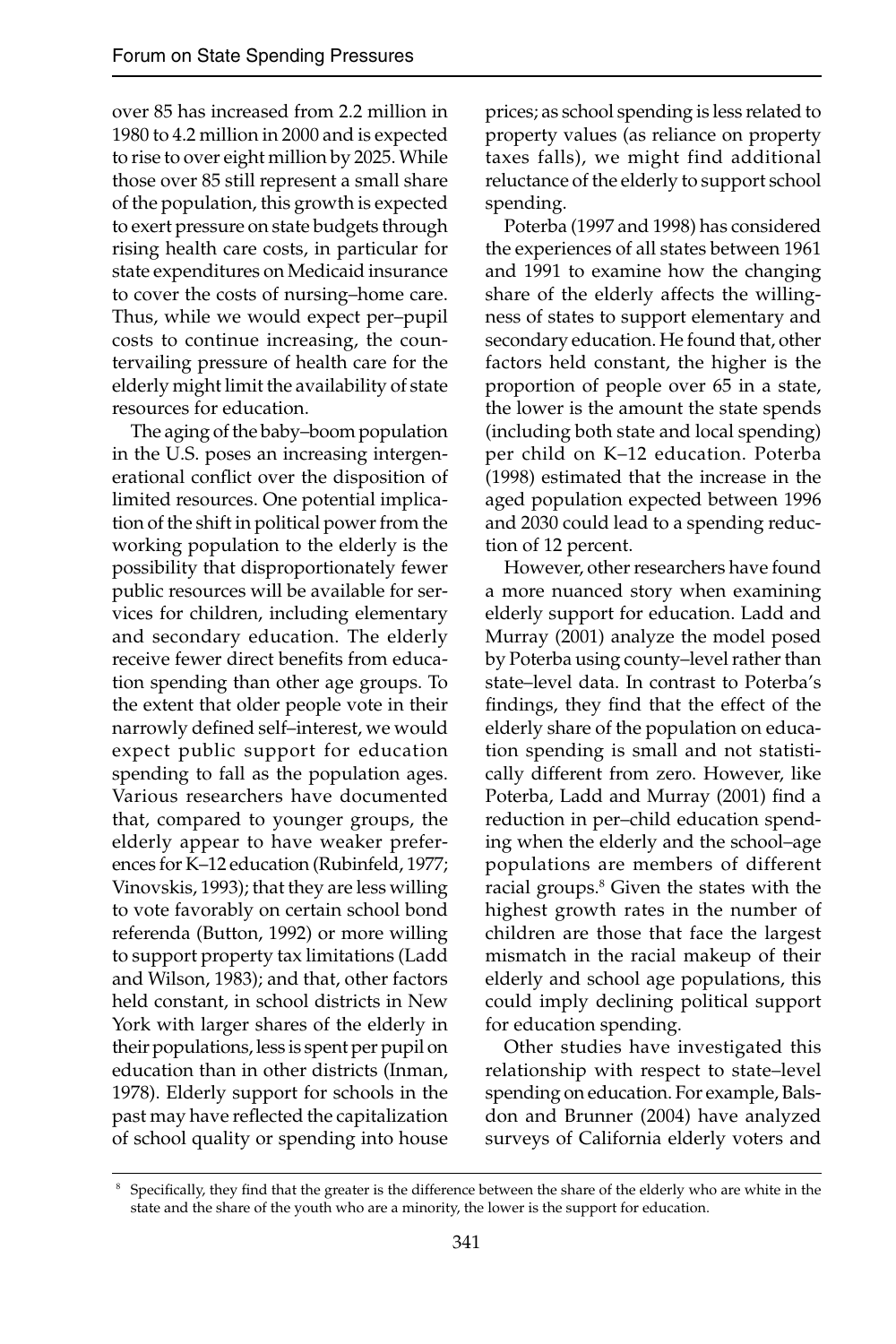over 85 has increased from 2.2 million in 1980 to 4.2 million in 2000 and is expected to rise to over eight million by 2025. While those over 85 still represent a small share of the population, this growth is expected to exert pressure on state budgets through rising health care costs, in particular for state expenditures on Medicaid insurance to cover the costs of nursing–home care. Thus, while we would expect per–pupil costs to continue increasing, the countervailing pressure of health care for the elderly might limit the availability of state resources for education.

The aging of the baby–boom population in the U.S. poses an increasing intergenerational conflict over the disposition of limited resources. One potential implication of the shift in political power from the working population to the elderly is the possibility that disproportionately fewer public resources will be available for services for children, including elementary and secondary education. The elderly receive fewer direct benefits from education spending than other age groups. To the extent that older people vote in their narrowly defined self–interest, we would expect public support for education spending to fall as the population ages. Various researchers have documented that, compared to younger groups, the elderly appear to have weaker preferences for K–12 education (Rubinfeld, 1977; Vinovskis, 1993); that they are less willing to vote favorably on certain school bond referenda (Button, 1992) or more willing to support property tax limitations (Ladd and Wilson, 1983); and that, other factors held constant, in school districts in New York with larger shares of the elderly in their populations, less is spent per pupil on education than in other districts (Inman, 1978). Elderly support for schools in the past may have reflected the capitalization of school quality or spending into house prices; as school spending is less related to property values (as reliance on property taxes falls), we might find additional reluctance of the elderly to support school spending.

Poterba (1997 and 1998) has considered the experiences of all states between 1961 and 1991 to examine how the changing share of the elderly affects the willingness of states to support elementary and secondary education. He found that, other factors held constant, the higher is the proportion of people over 65 in a state, the lower is the amount the state spends (including both state and local spending) per child on K–12 education. Poterba (1998) estimated that the increase in the aged population expected between 1996 and 2030 could lead to a spending reduction of 12 percent.

However, other researchers have found a more nuanced story when examining elderly support for education. Ladd and Murray (2001) analyze the model posed by Poterba using county–level rather than state–level data. In contrast to Poterba's findings, they find that the effect of the elderly share of the population on education spending is small and not statistically different from zero. However, like Poterba, Ladd and Murray (2001) find a reduction in per–child education spending when the elderly and the school–age populations are members of different racial groups.[8] Given the states with the highest growth rates in the number of children are those that face the largest mismatch in the racial makeup of their elderly and school age populations, this could imply declining political support for education spending.

Other studies have investigated this relationship with respect to state–level spending on education. For example, Balsdon and Brunner (2004) have analyzed surveys of California elderly voters and

[8] Specifically, they find that the greater is the difference between the share of the elderly who are white in the state and the share of the youth who are a minority, the lower is the support for education.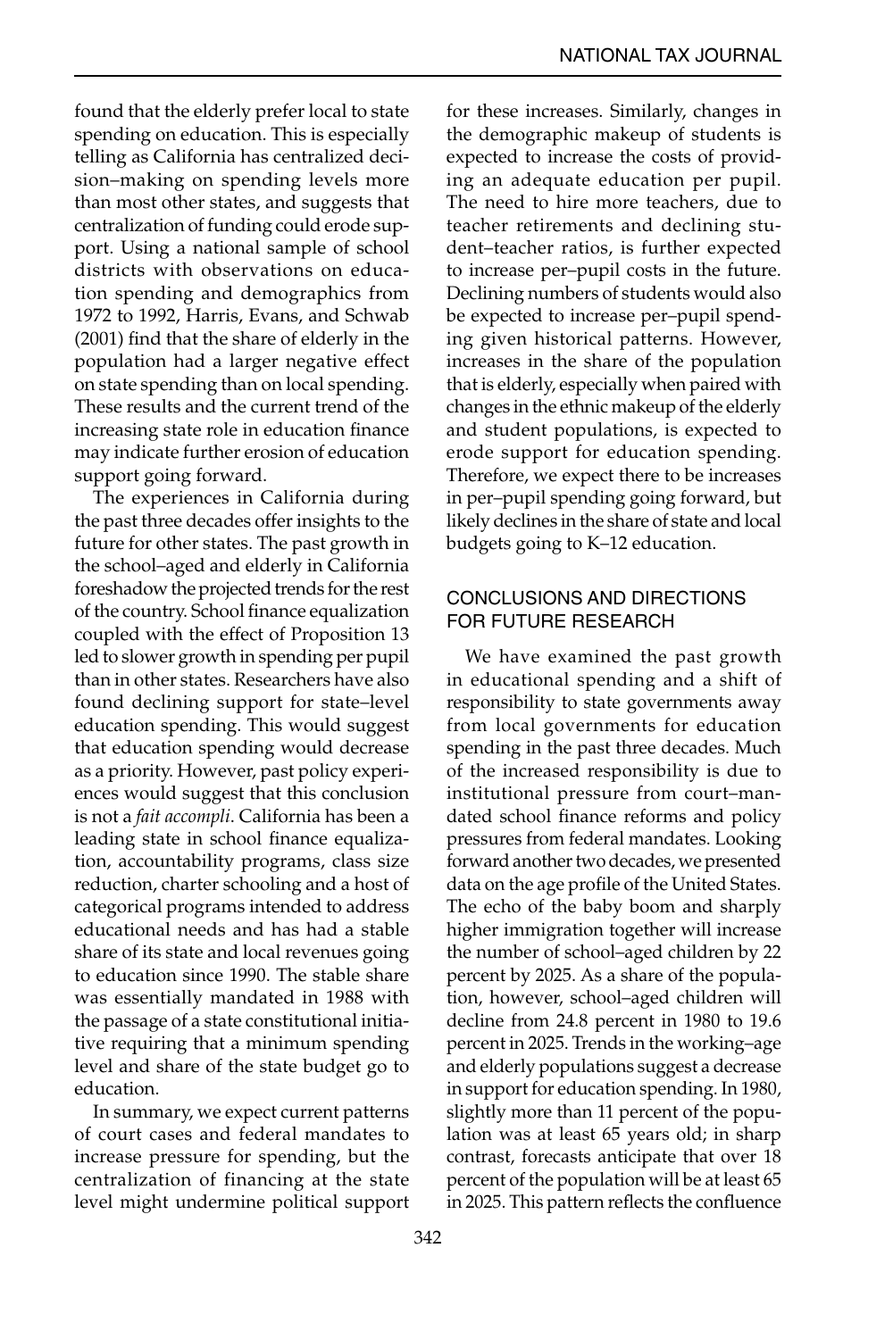found that the elderly prefer local to state spending on education. This is especially telling as California has centralized decision–making on spending levels more than most other states, and suggests that centralization of funding could erode support. Using a national sample of school districts with observations on education spending and demographics from 1972 to 1992, Harris, Evans, and Schwab (2001) find that the share of elderly in the population had a larger negative effect on state spending than on local spending. These results and the current trend of the increasing state role in education finance may indicate further erosion of education support going forward.

The experiences in California during the past three decades offer insights to the future for other states. The past growth in the school–aged and elderly in California foreshadow the projected trends for the rest of the country. School finance equalization coupled with the effect of Proposition 13 led to slower growth in spending per pupil than in other states. Researchers have also found declining support for state–level education spending. This would suggest that education spending would decrease as a priority. However, past policy experiences would suggest that this conclusion is not a *fait accompli*. California has been a leading state in school finance equalization, accountability programs, class size reduction, charter schooling and a host of categorical programs intended to address educational needs and has had a stable share of its state and local revenues going to education since 1990. The stable share was essentially mandated in 1988 with the passage of a state constitutional initiative requiring that a minimum spending level and share of the state budget go to education.

In summary, we expect current patterns of court cases and federal mandates to increase pressure for spending, but the centralization of financing at the state level might undermine political support for these increases. Similarly, changes in the demographic makeup of students is expected to increase the costs of providing an adequate education per pupil. The need to hire more teachers, due to teacher retirements and declining student–teacher ratios, is further expected to increase per–pupil costs in the future. Declining numbers of students would also be expected to increase per–pupil spending given historical patterns. However, increases in the share of the population that is elderly, especially when paired with changes in the ethnic makeup of the elderly and student populations, is expected to erode support for education spending. Therefore, we expect there to be increases in per–pupil spending going forward, but likely declines in the share of state and local budgets going to K–12 education.

## CONCLUSIONS AND DIRECTIONS FOR FUTURE RESEARCH

We have examined the past growth in educational spending and a shift of responsibility to state governments away from local governments for education spending in the past three decades. Much of the increased responsibility is due to institutional pressure from court–mandated school finance reforms and policy pressures from federal mandates. Looking forward another two decades, we presented data on the age profile of the United States. The echo of the baby boom and sharply higher immigration together will increase the number of school–aged children by 22 percent by 2025. As a share of the population, however, school–aged children will decline from 24.8 percent in 1980 to 19.6 percent in 2025. Trends in the working–age and elderly populations suggest a decrease in support for education spending. In 1980, slightly more than 11 percent of the population was at least 65 years old; in sharp contrast, forecasts anticipate that over 18 percent of the population will be at least 65 in 2025. This pattern reflects the confluence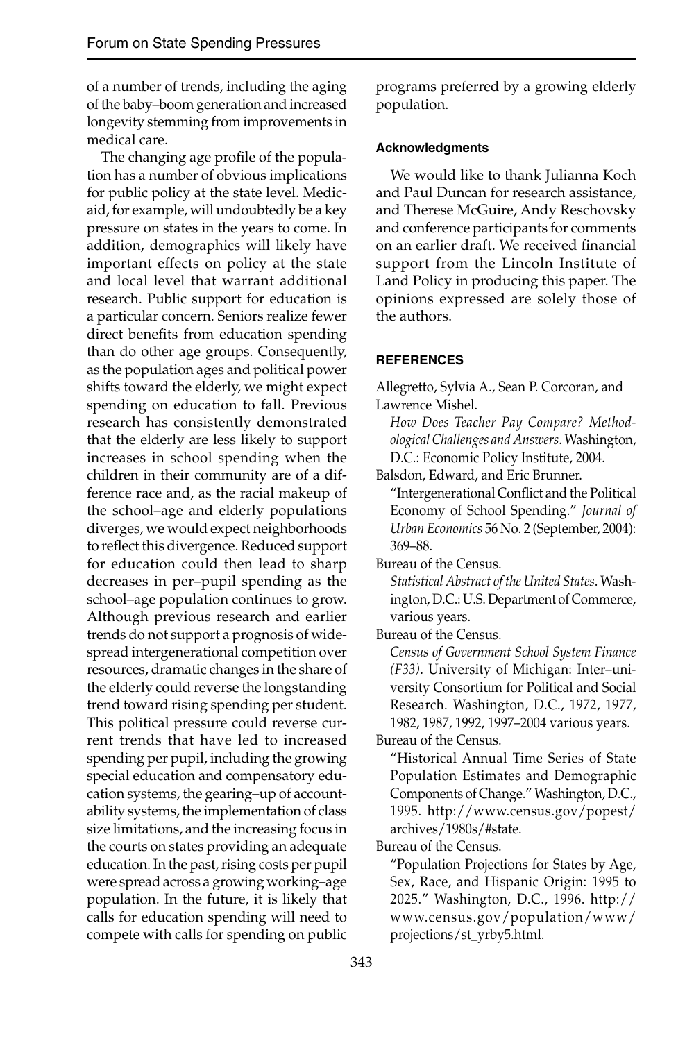of a number of trends, including the aging of the baby–boom generation and increased longevity stemming from improvements in medical care.

The changing age profile of the population has a number of obvious implications for public policy at the state level. Medicaid, for example, will undoubtedly be a key pressure on states in the years to come. In addition, demographics will likely have important effects on policy at the state and local level that warrant additional research. Public support for education is a particular concern. Seniors realize fewer direct benefits from education spending than do other age groups. Consequently, as the population ages and political power shifts toward the elderly, we might expect spending on education to fall. Previous research has consistently demonstrated that the elderly are less likely to support increases in school spending when the children in their community are of a difference race and, as the racial makeup of the school–age and elderly populations diverges, we would expect neighborhoods to reflect this divergence. Reduced support for education could then lead to sharp decreases in per–pupil spending as the school–age population continues to grow. Although previous research and earlier trends do not support a prognosis of widespread intergenerational competition over resources, dramatic changes in the share of the elderly could reverse the longstanding trend toward rising spending per student. This political pressure could reverse current trends that have led to increased spending per pupil, including the growing special education and compensatory education systems, the gearing–up of accountability systems, the implementation of class size limitations, and the increasing focus in the courts on states providing an adequate education. In the past, rising costs per pupil were spread across a growing working–age population. In the future, it is likely that calls for education spending will need to compete with calls for spending on public programs preferred by a growing elderly population.

#### Acknowledgments

We would like to thank Julianna Koch and Paul Duncan for research assistance, and Therese McGuire, Andy Reschovsky and conference participants for comments on an earlier draft. We received financial support from the Lincoln Institute of Land Policy in producing this paper. The opinions expressed are solely those of the authors.

#### REFERENCES

Allegretto, Sylvia A., Sean P. Corcoran, and Lawrence Mishel.
*How Does Teacher Pay Compare? Methodological Challenges and Answers*. Washington, D.C.: Economic Policy Institute, 2004.

Balsdon, Edward, and Eric Brunner.
"Intergenerational Conflict and the Political Economy of School Spending." *Journal of Urban Economics* 56 No. 2 (September, 2004): 369–88.

Bureau of the Census.
*Statistical Abstract of the United States*. Washington, D.C.: U.S. Department of Commerce, various years.

Bureau of the Census.
*Census of Government School System Finance (F33)*. University of Michigan: Inter–university Consortium for Political and Social Research. Washington, D.C., 1972, 1977, 1982, 1987, 1992, 1997–2004 various years.

Bureau of the Census.
"Historical Annual Time Series of State Population Estimates and Demographic Components of Change." Washington, D.C., 1995. http://www.census.gov/popest/archives/1980s/#state.

Bureau of the Census.
"Population Projections for States by Age, Sex, Race, and Hispanic Origin: 1995 to 2025." Washington, D.C., 1996. http://www.census.gov/population/www/projections/st_yrby5.html.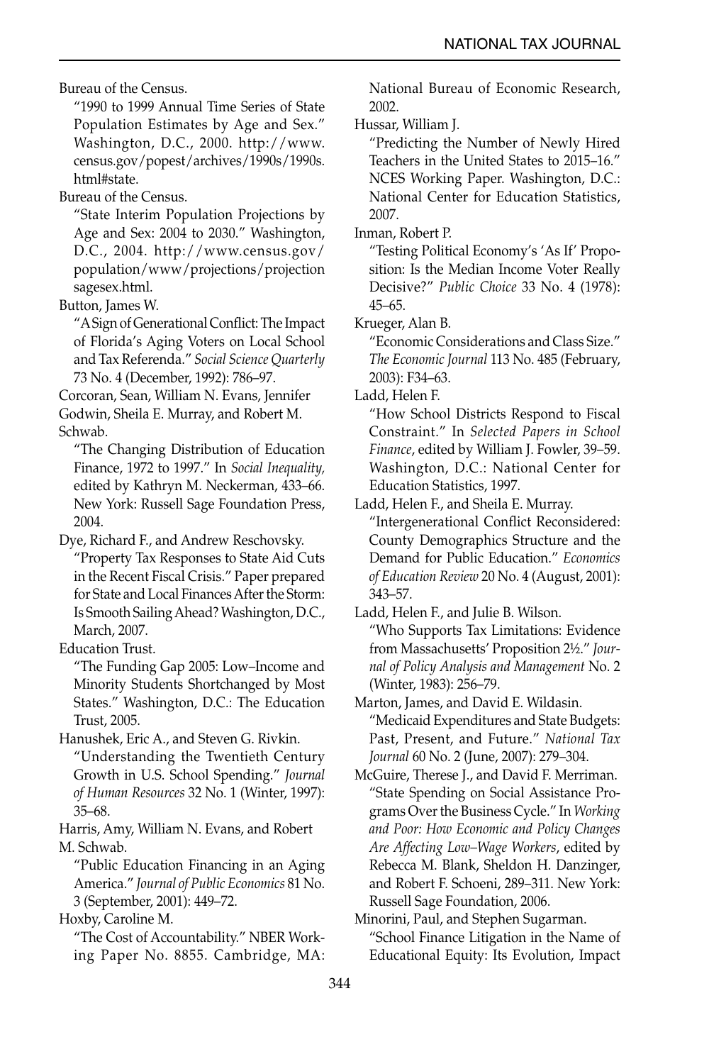Bureau of the Census.

"1990 to 1999 Annual Time Series of State Population Estimates by Age and Sex." Washington, D.C., 2000. http://www.census.gov/popest/archives/1990s/1990s.html#state.

Bureau of the Census.

"State Interim Population Projections by Age and Sex: 2004 to 2030." Washington, D.C., 2004. http://www.census.gov/population/www/projections/projectionsagesex.html.

Button, James W.

"A Sign of Generational Conflict: The Impact of Florida's Aging Voters on Local School and Tax Referenda." *Social Science Quarterly* 73 No. 4 (December, 1992): 786–97.

Corcoran, Sean, William N. Evans, Jennifer Godwin, Sheila E. Murray, and Robert M. Schwab.

"The Changing Distribution of Education Finance, 1972 to 1997." In *Social Inequality,* edited by Kathryn M. Neckerman, 433–66. New York: Russell Sage Foundation Press, 2004.

Dye, Richard F., and Andrew Reschovsky.

"Property Tax Responses to State Aid Cuts in the Recent Fiscal Crisis." Paper prepared for State and Local Finances After the Storm: Is Smooth Sailing Ahead? Washington, D.C., March, 2007.

Education Trust.

"The Funding Gap 2005: Low–Income and Minority Students Shortchanged by Most States." Washington, D.C.: The Education Trust, 2005.

Hanushek, Eric A., and Steven G. Rivkin.

"Understanding the Twentieth Century Growth in U.S. School Spending." *Journal of Human Resources* 32 No. 1 (Winter, 1997): 35–68.

Harris, Amy, William N. Evans, and Robert M. Schwab.

"Public Education Financing in an Aging America." *Journal of Public Economics* 81 No. 3 (September, 2001): 449–72.

Hoxby, Caroline M.

"The Cost of Accountability." NBER Working Paper No. 8855. Cambridge, MA: National Bureau of Economic Research, 2002.

Hussar, William J.

"Predicting the Number of Newly Hired Teachers in the United States to 2015–16." NCES Working Paper. Washington, D.C.: National Center for Education Statistics, 2007.

Inman, Robert P.

"Testing Political Economy's 'As If' Proposition: Is the Median Income Voter Really Decisive?" *Public Choice* 33 No. 4 (1978): 45–65.

Krueger, Alan B.

"Economic Considerations and Class Size." *The Economic Journal* 113 No. 485 (February, 2003): F34–63.

Ladd, Helen F.

"How School Districts Respond to Fiscal Constraint." In *Selected Papers in School Finance*, edited by William J. Fowler, 39–59. Washington, D.C.: National Center for Education Statistics, 1997.

Ladd, Helen F., and Sheila E. Murray.

"Intergenerational Conflict Reconsidered: County Demographics Structure and the Demand for Public Education." *Economics of Education Review* 20 No. 4 (August, 2001): 343–57.

Ladd, Helen F., and Julie B. Wilson.

"Who Supports Tax Limitations: Evidence from Massachusetts' Proposition 2½." *Journal of Policy Analysis and Management* No. 2 (Winter, 1983): 256–79.

Marton, James, and David E. Wildasin.

"Medicaid Expenditures and State Budgets: Past, Present, and Future." *National Tax Journal* 60 No. 2 (June, 2007): 279–304.

McGuire, Therese J., and David F. Merriman.

"State Spending on Social Assistance Programs Over the Business Cycle." In *Working and Poor: How Economic and Policy Changes Are Affecting Low–Wage Workers*, edited by Rebecca M. Blank, Sheldon H. Danzinger, and Robert F. Schoeni, 289–311. New York: Russell Sage Foundation, 2006.

Minorini, Paul, and Stephen Sugarman.

"School Finance Litigation in the Name of Educational Equity: Its Evolution, Impact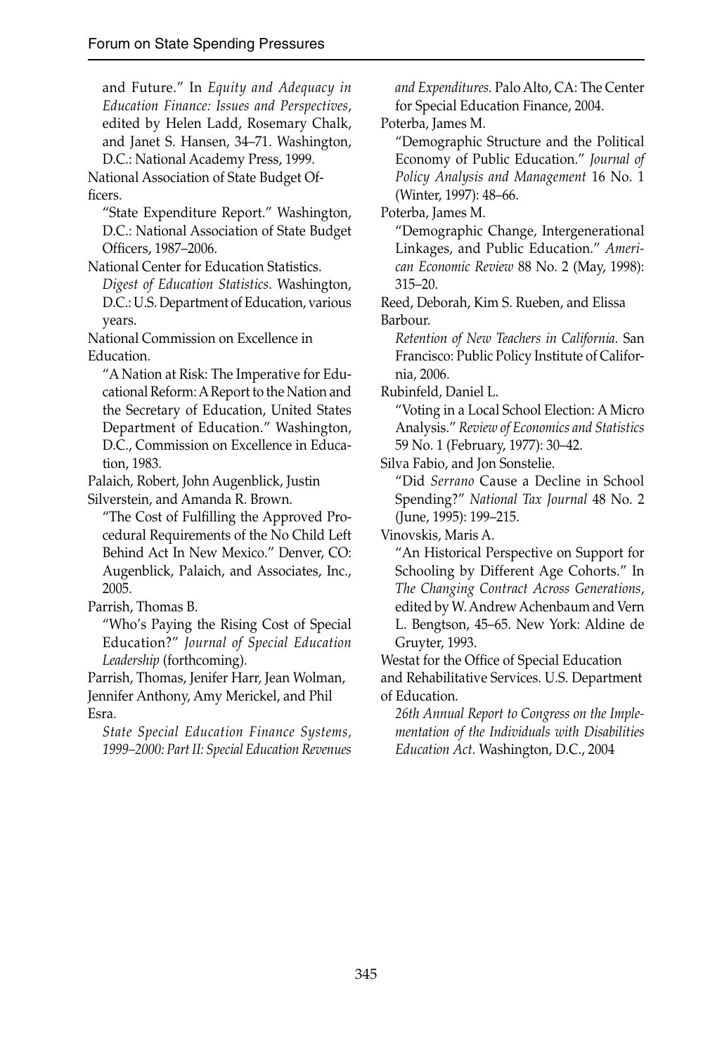and Future." In *Equity and Adequacy in Education Finance: Issues and Perspectives*, edited by Helen Ladd, Rosemary Chalk, and Janet S. Hansen, 34–71. Washington, D.C.: National Academy Press, 1999.

National Association of State Budget Officers.
"State Expenditure Report." Washington, D.C.: National Association of State Budget Officers, 1987–2006.

National Center for Education Statistics.
*Digest of Education Statistics*. Washington, D.C.: U.S. Department of Education, various years.

National Commission on Excellence in Education.
"A Nation at Risk: The Imperative for Educational Reform: A Report to the Nation and the Secretary of Education, United States Department of Education." Washington, D.C., Commission on Excellence in Education, 1983.

Palaich, Robert, John Augenblick, Justin Silverstein, and Amanda R. Brown.
"The Cost of Fulfilling the Approved Procedural Requirements of the No Child Left Behind Act In New Mexico." Denver, CO: Augenblick, Palaich, and Associates, Inc., 2005.

Parrish, Thomas B.
"Who's Paying the Rising Cost of Special Education?" *Journal of Special Education Leadership* (forthcoming).

Parrish, Thomas, Jenifer Harr, Jean Wolman, Jennifer Anthony, Amy Merickel, and Phil Esra.
*State Special Education Finance Systems, 1999–2000: Part II: Special Education Revenues and Expenditures.* Palo Alto, CA: The Center for Special Education Finance, 2004.

Poterba, James M.
"Demographic Structure and the Political Economy of Public Education." *Journal of Policy Analysis and Management* 16 No. 1 (Winter, 1997): 48–66.

Poterba, James M.
"Demographic Change, Intergenerational Linkages, and Public Education." *American Economic Review* 88 No. 2 (May, 1998): 315–20.

Reed, Deborah, Kim S. Rueben, and Elissa Barbour.
*Retention of New Teachers in California.* San Francisco: Public Policy Institute of California, 2006.

Rubinfeld, Daniel L.
"Voting in a Local School Election: A Micro Analysis." *Review of Economics and Statistics* 59 No. 1 (February, 1977): 30–42.

Silva Fabio, and Jon Sonstelie.
"Did *Serrano* Cause a Decline in School Spending?" *National Tax Journal* 48 No. 2 (June, 1995): 199–215.

Vinovskis, Maris A.
"An Historical Perspective on Support for Schooling by Different Age Cohorts." In *The Changing Contract Across Generations*, edited by W. Andrew Achenbaum and Vern L. Bengtson, 45–65. New York: Aldine de Gruyter, 1993.

Westat for the Office of Special Education and Rehabilitative Services. U.S. Department of Education.
*26th Annual Report to Congress on the Implementation of the Individuals with Disabilities Education Act.* Washington, D.C., 2004